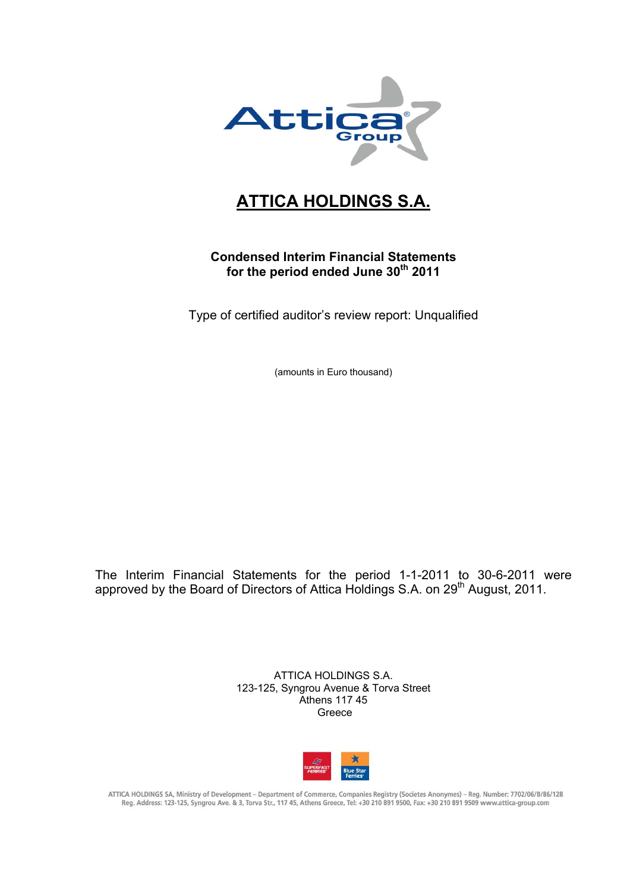# ATTICA HOLDINGS S.A.

**Condensed Interim Financial Statements**
**for the period ended June 30th 2011**

Type of certified auditor's review report: Unqualified

(amounts in Euro thousand)

The Interim Financial Statements for the period 1-1-2011 to 30-6-2011 were approved by the Board of Directors of Attica Holdings S.A. on 29th August, 2011.

ATTICA HOLDINGS S.A.
123-125, Syngrou Avenue & Torva Street
Athens 117 45
Greece

ATTICA HOLDINGS SA, Ministry of Development – Department of Commerce, Companies Registry (Societes Anonymes) – Reg. Number: 7702/06/B/86/128
Reg. Address: 123-125, Syngrou Ave. & 3, Torva Str., 117 45, Athens Greece, Tel: +30 210 891 9500, Fax: +30 210 891 9509 www.attica-group.com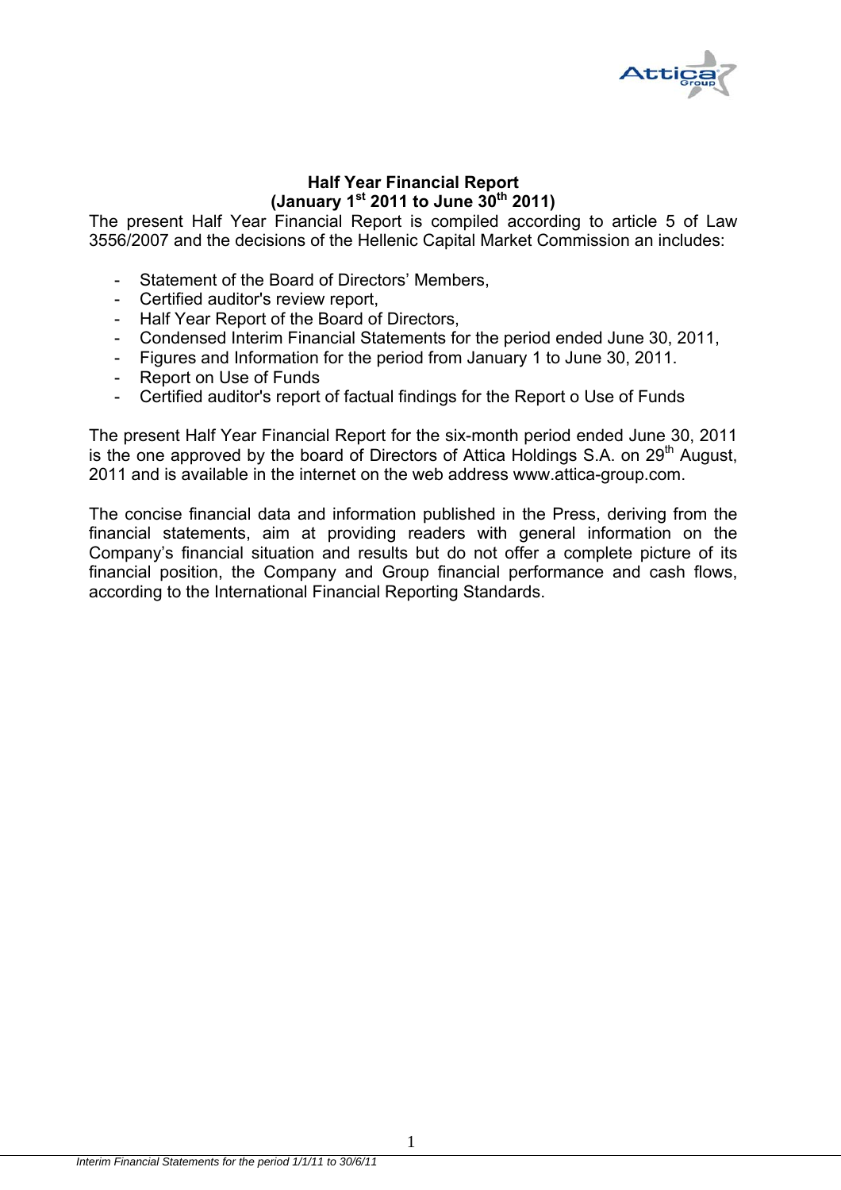# Half Year Financial Report
## (January 1st 2011 to June 30th 2011)

The present Half Year Financial Report is compiled according to article 5 of Law 3556/2007 and the decisions of the Hellenic Capital Market Commission an includes:

- Statement of the Board of Directors' Members,
- Certified auditor's review report,
- Half Year Report of the Board of Directors,
- Condensed Interim Financial Statements for the period ended June 30, 2011,
- Figures and Information for the period from January 1 to June 30, 2011.
- Report on Use of Funds
- Certified auditor's report of factual findings for the Report o Use of Funds

The present Half Year Financial Report for the six-month period ended June 30, 2011 is the one approved by the board of Directors of Attica Holdings S.A. on 29th August, 2011 and is available in the internet on the web address www.attica-group.com.

The concise financial data and information published in the Press, deriving from the financial statements, aim at providing readers with general information on the Company's financial situation and results but do not offer a complete picture of its financial position, the Company and Group financial performance and cash flows, according to the International Financial Reporting Standards.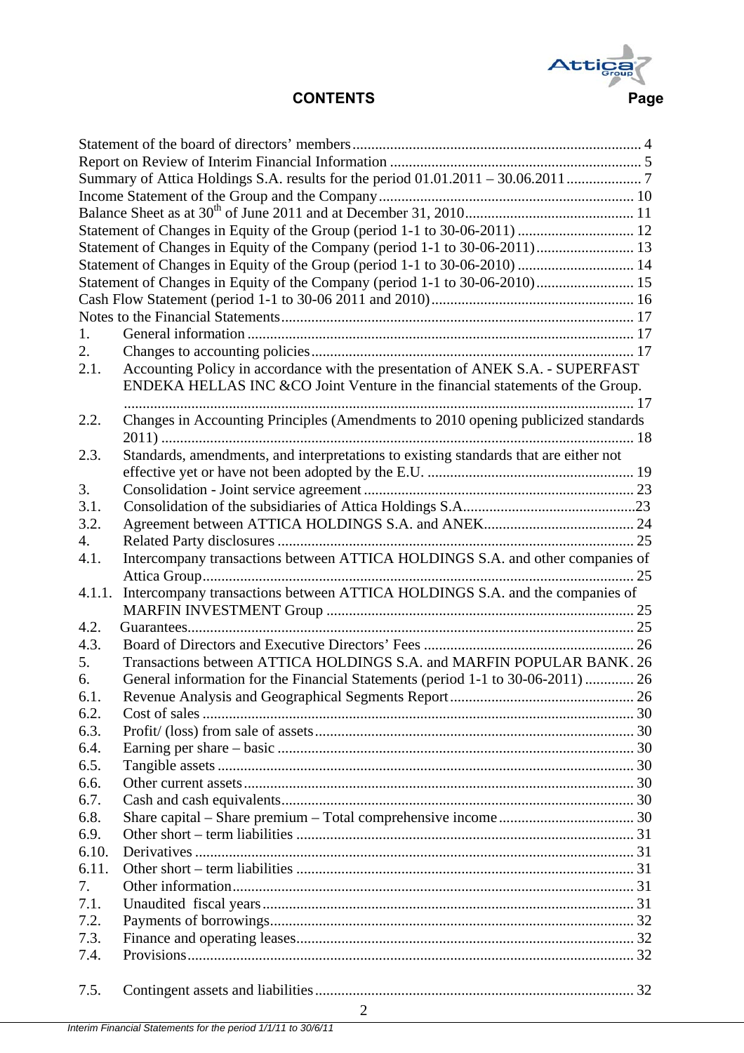# CONTENTS

| | | Page |
|---|---|---|
| Statement of the board of directors' members | | 4 |
| Report on Review of Interim Financial Information | | 5 |
| Summary of Attica Holdings S.A. results for the period 01.01.2011 – 30.06.2011 | | 7 |
| Income Statement of the Group and the Company | | 10 |
| Balance Sheet as at $30^{th}$ of June 2011 and at December 31, 2010 | | 11 |
| Statement of Changes in Equity of the Group (period 1-1 to 30-06-2011) | | 12 |
| Statement of Changes in Equity of the Company (period 1-1 to 30-06-2011) | | 13 |
| Statement of Changes in Equity of the Group (period 1-1 to 30-06-2010) | | 14 |
| Statement of Changes in Equity of the Company (period 1-1 to 30-06-2010) | | 15 |
| Cash Flow Statement (period 1-1 to 30-06 2011 and 2010) | | 16 |
| Notes to the Financial Statements | | 17 |
| 1. | General information | 17 |
| 2. | Changes to accounting policies | 17 |
| 2.1. | Accounting Policy in accordance with the presentation of ANEK S.A. - SUPERFAST ENDEKA HELLAS INC &CO Joint Venture in the financial statements of the Group. | 17 |
| 2.2. | Changes in Accounting Principles (Amendments to 2010 opening publicized standards 2011) | 18 |
| 2.3. | Standards, amendments, and interpretations to existing standards that are either not effective yet or have not been adopted by the E.U. | 19 |
| 3. | Consolidation - Joint service agreement | 23 |
| 3.1. | Consolidation of the subsidiaries of Attica Holdings S.A. | 23 |
| 3.2. | Agreement between ATTICA HOLDINGS S.A. and ANEK | 24 |
| 4. | Related Party disclosures | 25 |
| 4.1. | Intercompany transactions between ATTICA HOLDINGS S.A. and other companies of Attica Group | 25 |
| 4.1.1. | Intercompany transactions between ATTICA HOLDINGS S.A. and the companies of MARFIN INVESTMENT Group | 25 |
| 4.2. | Guarantees | 25 |
| 4.3. | Board of Directors and Executive Directors' Fees | 26 |
| 5. | Transactions between ATTICA HOLDINGS S.A. and MARFIN POPULAR BANK | 26 |
| 6. | General information for the Financial Statements (period 1-1 to 30-06-2011) | 26 |
| 6.1. | Revenue Analysis and Geographical Segments Report | 26 |
| 6.2. | Cost of sales | 30 |
| 6.3. | Profit/ (loss) from sale of assets | 30 |
| 6.4. | Earning per share – basic | 30 |
| 6.5. | Tangible assets | 30 |
| 6.6. | Other current assets | 30 |
| 6.7. | Cash and cash equivalents | 30 |
| 6.8. | Share capital – Share premium – Total comprehensive income | 30 |
| 6.9. | Other short – term liabilities | 31 |
| 6.10. | Derivatives | 31 |
| 6.11. | Other short – term liabilities | 31 |
| 7. | Other information | 31 |
| 7.1. | Unaudited fiscal years | 31 |
| 7.2. | Payments of borrowings | 32 |
| 7.3. | Finance and operating leases | 32 |
| 7.4. | Provisions | 32 |
| 7.5. | Contingent assets and liabilities | 32 |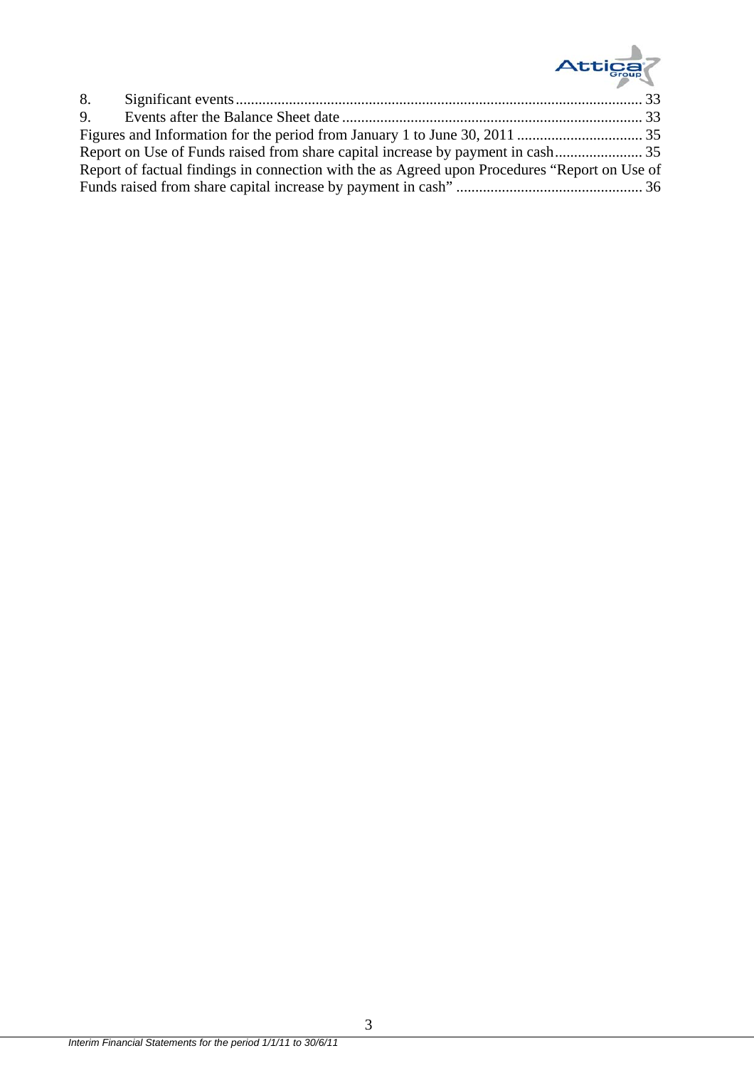8. Significant events.......................................................................................................... 33
9. Events after the Balance Sheet date .............................................................................. 33

Figures and Information for the period from January 1 to June 30, 2011 ................................ 35

Report on Use of Funds raised from share capital increase by payment in cash....................... 35

Report of factual findings in connection with the as Agreed upon Procedures "Report on Use of Funds raised from share capital increase by payment in cash" ................................................ 36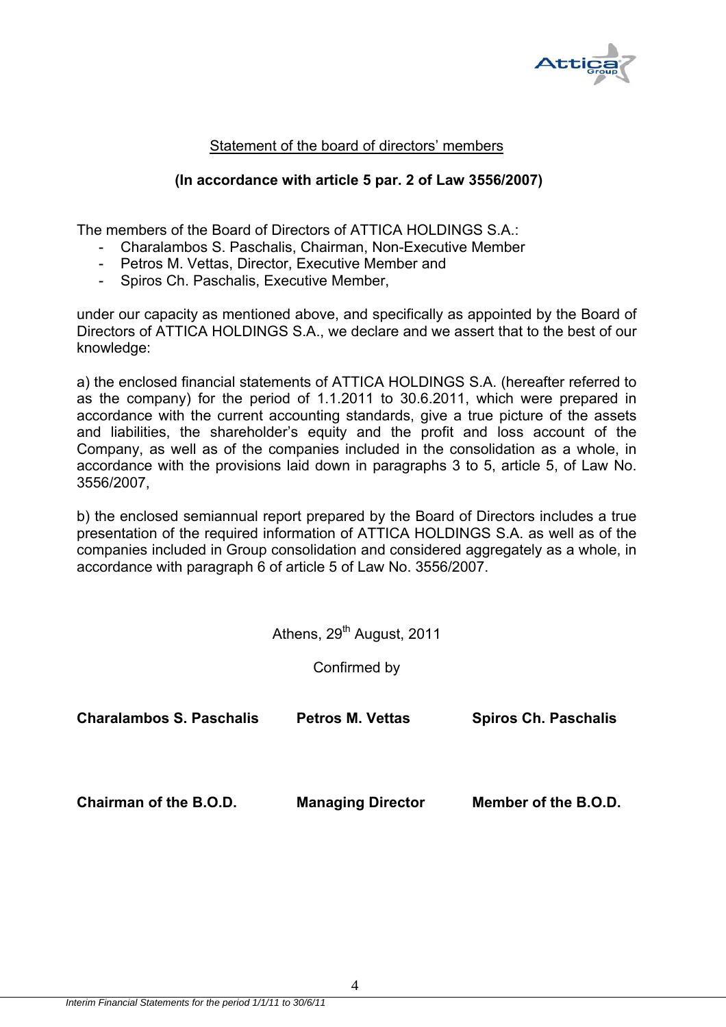## Statement of the board of directors' members

**(In accordance with article 5 par. 2 of Law 3556/2007)**

The members of the Board of Directors of ATTICA HOLDINGS S.A.:

- Charalambos S. Paschalis, Chairman, Non-Executive Member
- Petros M. Vettas, Director, Executive Member and
- Spiros Ch. Paschalis, Executive Member,

under our capacity as mentioned above, and specifically as appointed by the Board of Directors of ATTICA HOLDINGS S.A., we declare and we assert that to the best of our knowledge:

a) the enclosed financial statements of ATTICA HOLDINGS S.A. (hereafter referred to as the company) for the period of 1.1.2011 to 30.6.2011, which were prepared in accordance with the current accounting standards, give a true picture of the assets and liabilities, the shareholder's equity and the profit and loss account of the Company, as well as of the companies included in the consolidation as a whole, in accordance with the provisions laid down in paragraphs 3 to 5, article 5, of Law No. 3556/2007,

b) the enclosed semiannual report prepared by the Board of Directors includes a true presentation of the required information of ATTICA HOLDINGS S.A. as well as of the companies included in Group consolidation and considered aggregately as a whole, in accordance with paragraph 6 of article 5 of Law No. 3556/2007.

Athens, 29th August, 2011

Confirmed by

| **Charalambos S. Paschalis** | **Petros M. Vettas** | **Spiros Ch. Paschalis** |
|---|---|---|
| **Chairman of the B.O.D.** | **Managing Director** | **Member of the B.O.D.** |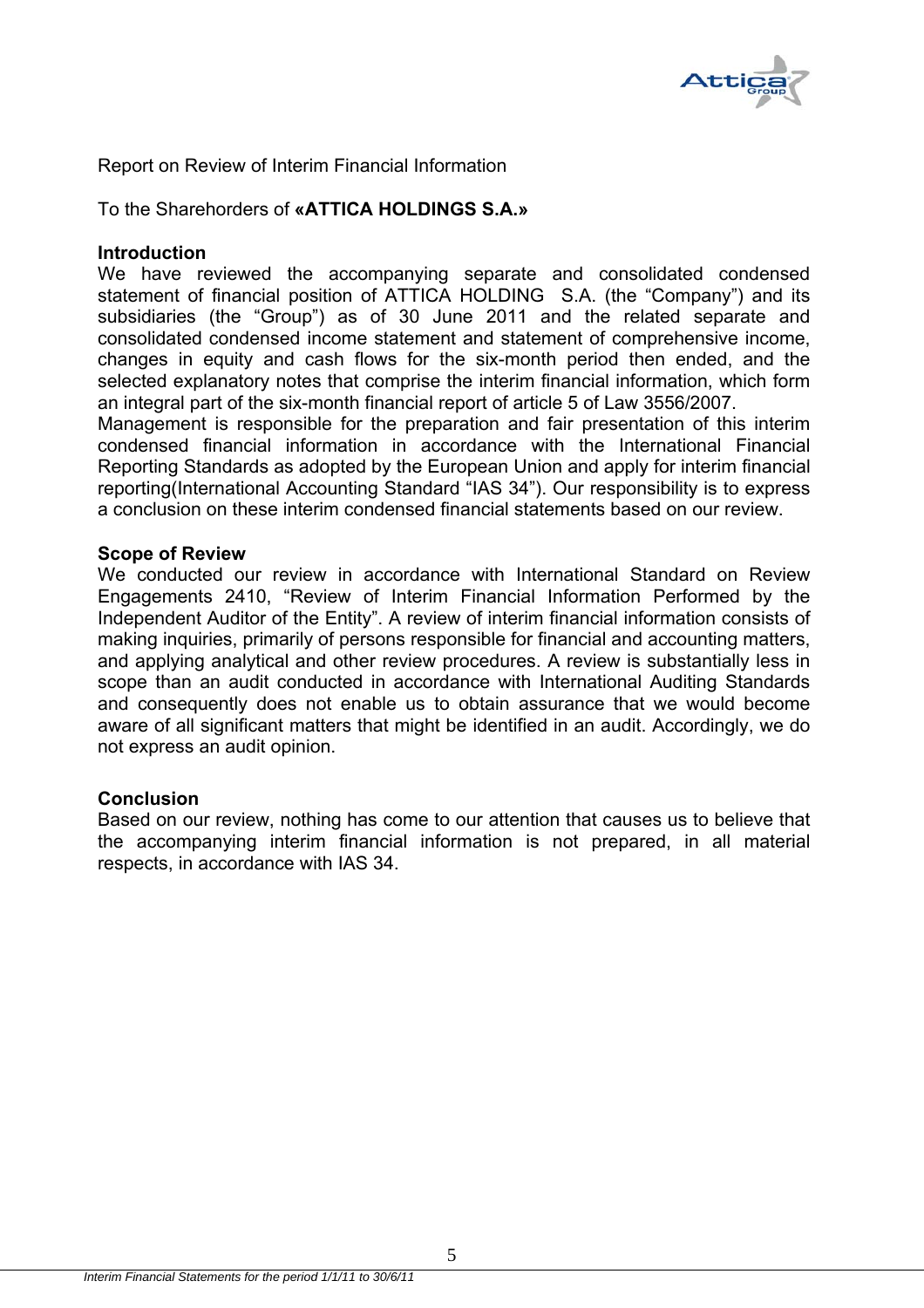Report on Review of Interim Financial Information

To the Sharehorders of **«ATTICA HOLDINGS S.A.»**

**Introduction**

We have reviewed the accompanying separate and consolidated condensed statement of financial position of ATTICA HOLDING S.A. (the "Company") and its subsidiaries (the "Group") as of 30 June 2011 and the related separate and consolidated condensed income statement and statement of comprehensive income, changes in equity and cash flows for the six-month period then ended, and the selected explanatory notes that comprise the interim financial information, which form an integral part of the six-month financial report of article 5 of Law 3556/2007.
Management is responsible for the preparation and fair presentation of this interim condensed financial information in accordance with the International Financial Reporting Standards as adopted by the European Union and apply for interim financial reporting(International Accounting Standard "IAS 34"). Our responsibility is to express a conclusion on these interim condensed financial statements based on our review.

**Scope of Review**

We conducted our review in accordance with International Standard on Review Engagements 2410, "Review of Interim Financial Information Performed by the Independent Auditor of the Entity". A review of interim financial information consists of making inquiries, primarily of persons responsible for financial and accounting matters, and applying analytical and other review procedures. A review is substantially less in scope than an audit conducted in accordance with International Auditing Standards and consequently does not enable us to obtain assurance that we would become aware of all significant matters that might be identified in an audit. Accordingly, we do not express an audit opinion.

**Conclusion**

Based on our review, nothing has come to our attention that causes us to believe that the accompanying interim financial information is not prepared, in all material respects, in accordance with IAS 34.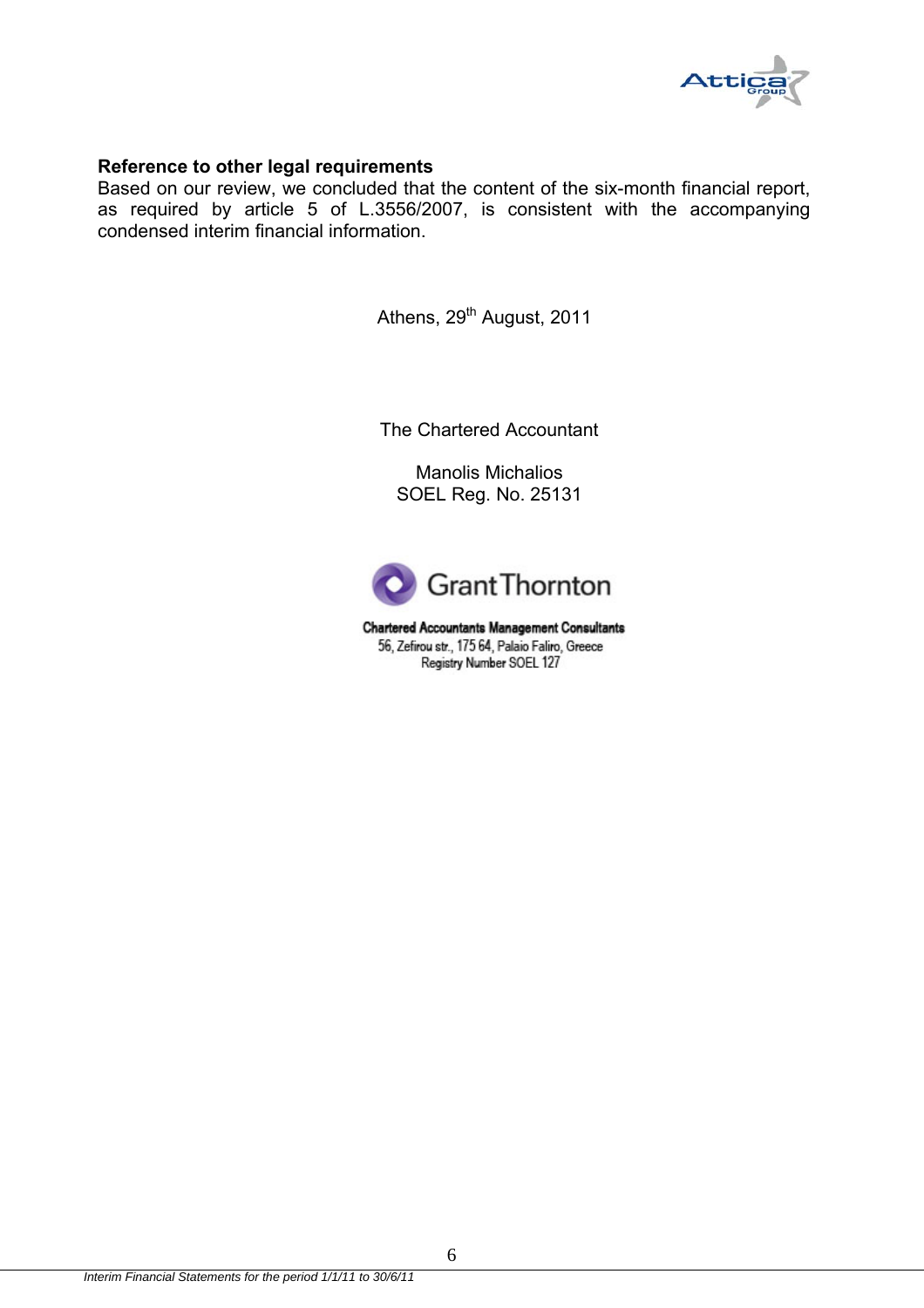**Reference to other legal requirements**

Based on our review, we concluded that the content of the six-month financial report, as required by article 5 of L.3556/2007, is consistent with the accompanying condensed interim financial information.

Athens, 29th August, 2011

The Chartered Accountant

Manolis Michalios
SOEL Reg. No. 25131

Grant Thornton

**Chartered Accountants Management Consultants**
56, Zefirou str., 175 64, Palaio Faliro, Greece
Registry Number SOEL 127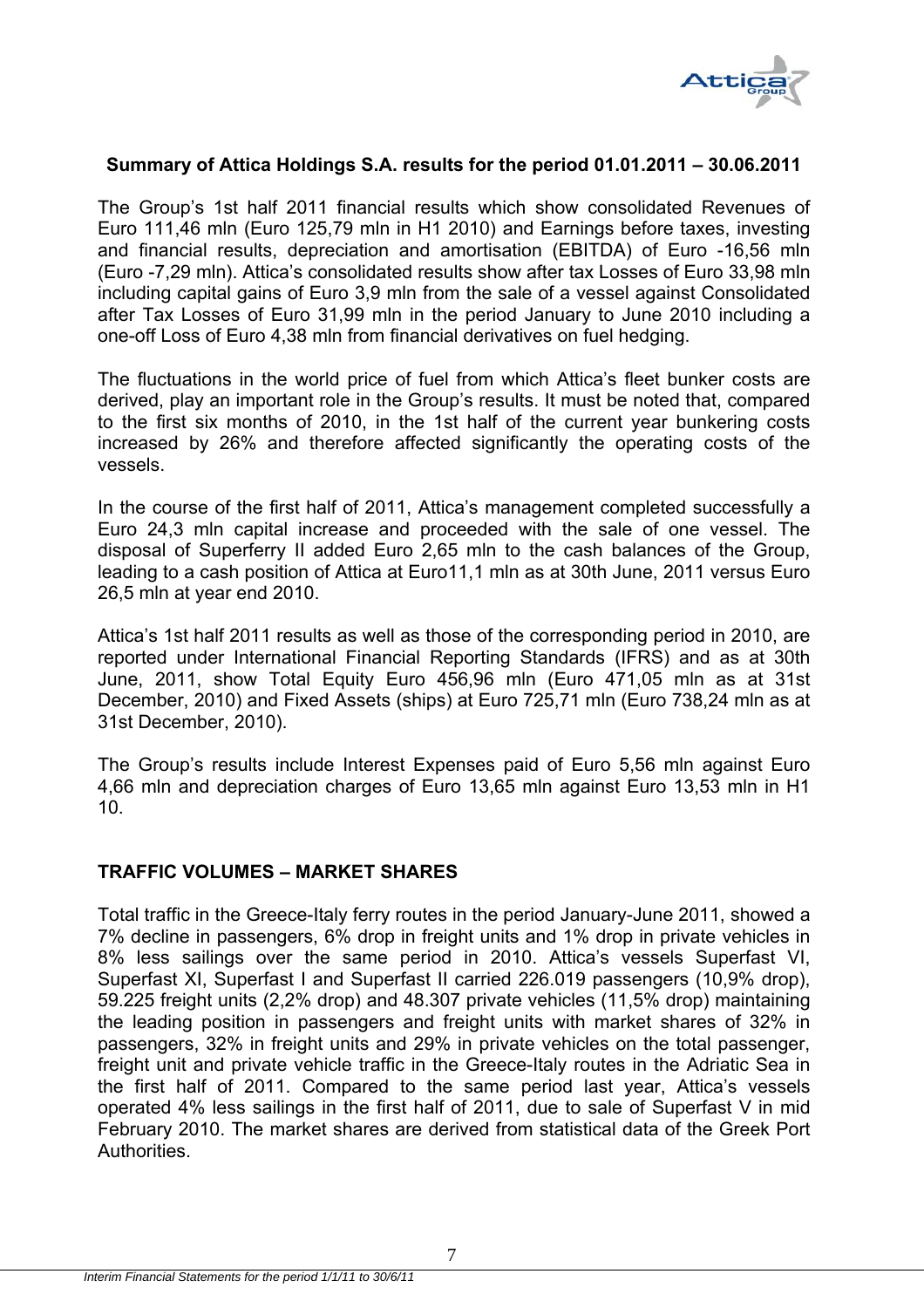**Summary of Attica Holdings S.A. results for the period 01.01.2011 – 30.06.2011**

The Group's 1st half 2011 financial results which show consolidated Revenues of Euro 111,46 mln (Euro 125,79 mln in H1 2010) and Earnings before taxes, investing and financial results, depreciation and amortisation (EBITDA) of Euro -16,56 mln (Euro -7,29 mln). Attica's consolidated results show after tax Losses of Euro 33,98 mln including capital gains of Euro 3,9 mln from the sale of a vessel against Consolidated after Tax Losses of Euro 31,99 mln in the period January to June 2010 including a one-off Loss of Euro 4,38 mln from financial derivatives on fuel hedging.

The fluctuations in the world price of fuel from which Attica's fleet bunker costs are derived, play an important role in the Group's results. It must be noted that, compared to the first six months of 2010, in the 1st half of the current year bunkering costs increased by 26% and therefore affected significantly the operating costs of the vessels.

In the course of the first half of 2011, Attica's management completed successfully a Euro 24,3 mln capital increase and proceeded with the sale of one vessel. The disposal of Superferry II added Euro 2,65 mln to the cash balances of the Group, leading to a cash position of Attica at Euro11,1 mln as at 30th June, 2011 versus Euro 26,5 mln at year end 2010.

Attica's 1st half 2011 results as well as those of the corresponding period in 2010, are reported under International Financial Reporting Standards (IFRS) and as at 30th June, 2011, show Total Equity Euro 456,96 mln (Euro 471,05 mln as at 31st December, 2010) and Fixed Assets (ships) at Euro 725,71 mln (Euro 738,24 mln as at 31st December, 2010).

The Group's results include Interest Expenses paid of Euro 5,56 mln against Euro 4,66 mln and depreciation charges of Euro 13,65 mln against Euro 13,53 mln in H1 10.

**TRAFFIC VOLUMES – MARKET SHARES**

Total traffic in the Greece-Italy ferry routes in the period January-June 2011, showed a 7% decline in passengers, 6% drop in freight units and 1% drop in private vehicles in 8% less sailings over the same period in 2010. Attica's vessels Superfast VI, Superfast XI, Superfast I and Superfast II carried 226.019 passengers (10,9% drop), 59.225 freight units (2,2% drop) and 48.307 private vehicles (11,5% drop) maintaining the leading position in passengers and freight units with market shares of 32% in passengers, 32% in freight units and 29% in private vehicles on the total passenger, freight unit and private vehicle traffic in the Greece-Italy routes in the Adriatic Sea in the first half of 2011. Compared to the same period last year, Attica's vessels operated 4% less sailings in the first half of 2011, due to sale of Superfast V in mid February 2010. The market shares are derived from statistical data of the Greek Port Authorities.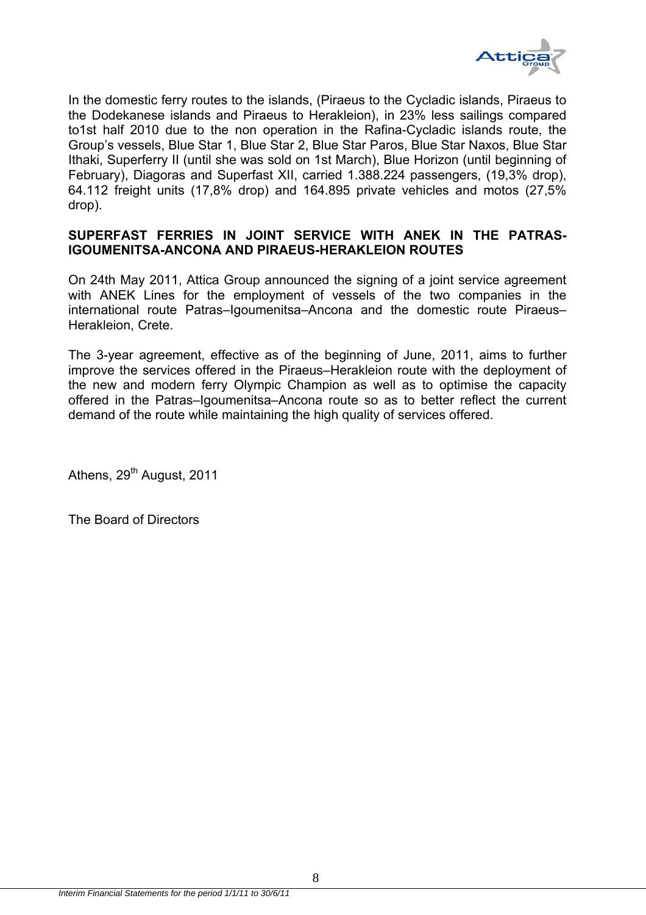In the domestic ferry routes to the islands, (Piraeus to the Cycladic islands, Piraeus to the Dodekanese islands and Piraeus to Herakleion), in 23% less sailings compared to1st half 2010 due to the non operation in the Rafina-Cycladic islands route, the Group's vessels, Blue Star 1, Blue Star 2, Blue Star Paros, Blue Star Naxos, Blue Star Ithaki, Superferry II (until she was sold on 1st March), Blue Horizon (until beginning of February), Diagoras and Superfast XII, carried 1.388.224 passengers, (19,3% drop), 64.112 freight units (17,8% drop) and 164.895 private vehicles and motos (27,5% drop).

**SUPERFAST FERRIES IN JOINT SERVICE WITH ANEK IN THE PATRAS-IGOUMENITSA-ANCONA AND PIRAEUS-HERAKLEION ROUTES**

On 24th May 2011, Attica Group announced the signing of a joint service agreement with ANEK Lines for the employment of vessels of the two companies in the international route Patras–Igoumenitsa–Ancona and the domestic route Piraeus–Herakleion, Crete.

The 3-year agreement, effective as of the beginning of June, 2011, aims to further improve the services offered in the Piraeus–Herakleion route with the deployment of the new and modern ferry Olympic Champion as well as to optimise the capacity offered in the Patras–Igoumenitsa–Ancona route so as to better reflect the current demand of the route while maintaining the high quality of services offered.

Athens, 29th August, 2011

The Board of Directors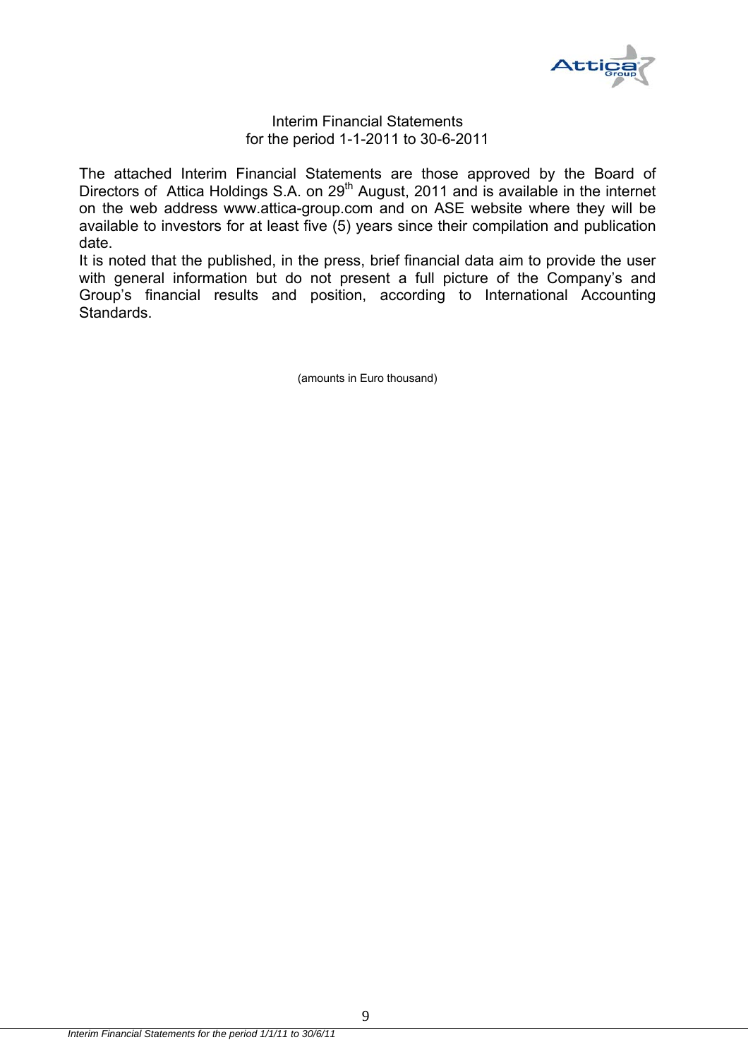Interim Financial Statements
for the period 1-1-2011 to 30-6-2011

The attached Interim Financial Statements are those approved by the Board of Directors of Attica Holdings S.A. on 29th August, 2011 and is available in the internet on the web address www.attica-group.com and on ASE website where they will be available to investors for at least five (5) years since their compilation and publication date.

It is noted that the published, in the press, brief financial data aim to provide the user with general information but do not present a full picture of the Company's and Group's financial results and position, according to International Accounting Standards.

(amounts in Euro thousand)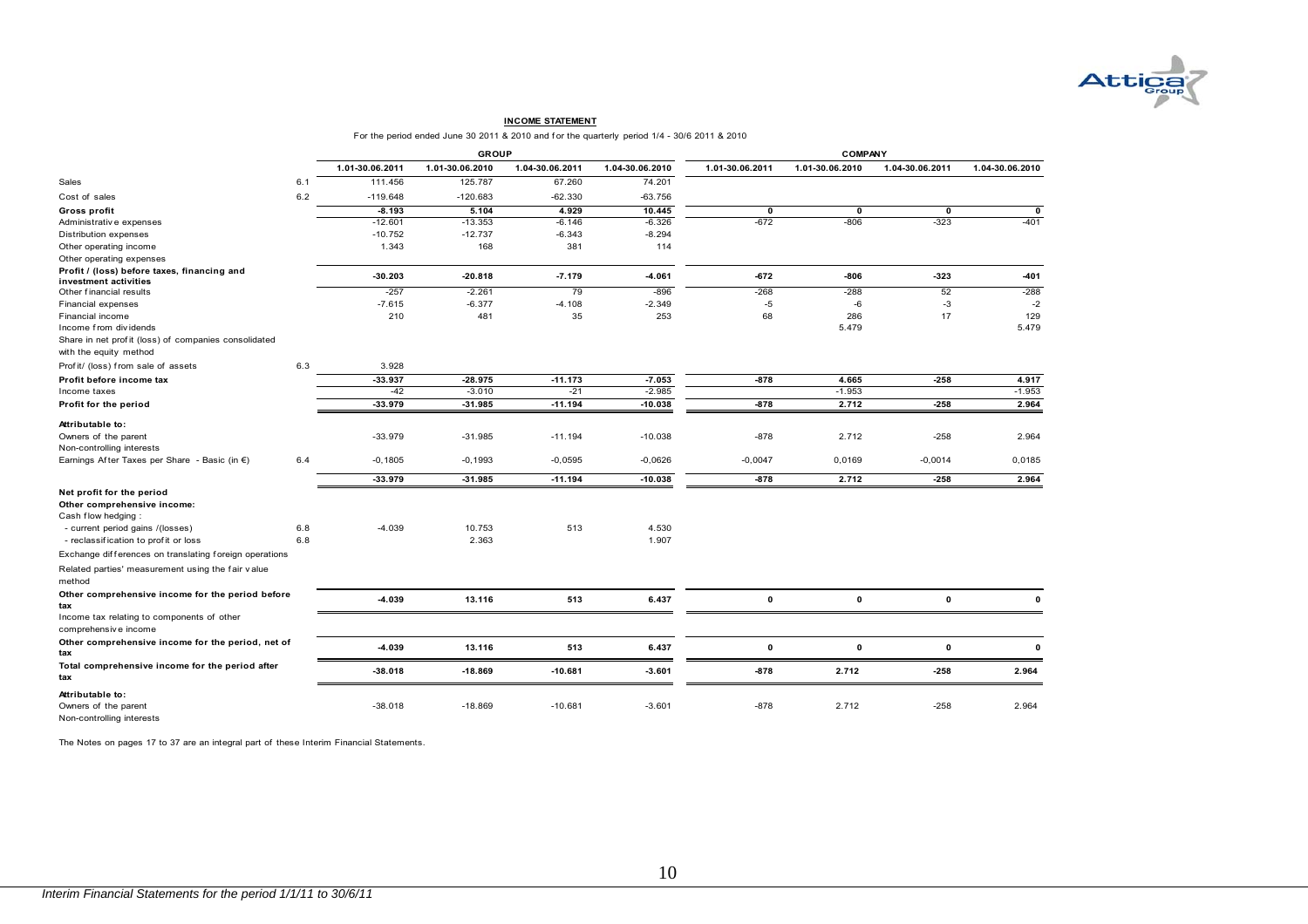## INCOME STATEMENT

For the period ended June 30 2011 & 2010 and for the quarterly period 1/4 - 30/6 2011 & 2010

| | | GROUP | | | | COMPANY | | | |
|---|---|---|---|---|---|---|---|---|---|
| | | 1.01-30.06.2011 | 1.01-30.06.2010 | 1.04-30.06.2011 | 1.04-30.06.2010 | 1.01-30.06.2011 | 1.01-30.06.2010 | 1.04-30.06.2011 | 1.04-30.06.2010 |
| Sales | 6.1 | 111.456 | 125.787 | 67.260 | 74.201 | | | | |
| Cost of sales | 6.2 | -119.648 | -120.683 | -62.330 | -63.756 | | | | |
| **Gross profit** | | **-8.193** | **5.104** | **4.929** | **10.445** | **0** | **0** | **0** | **0** |
| Administrative expenses | | -12.601 | -13.353 | -6.146 | -6.326 | -672 | -806 | -323 | -401 |
| Distribution expenses | | -10.752 | -12.737 | -6.343 | -8.294 | | | | |
| Other operating income | | 1.343 | 168 | 381 | 114 | | | | |
| Other operating expenses | | | | | | | | | |
| **Profit / (loss) before taxes, financing and investment activities** | | **-30.203** | **-20.818** | **-7.179** | **-4.061** | **-672** | **-806** | **-323** | **-401** |
| Other financial results | | -257 | -2.261 | 79 | -896 | -268 | -288 | 52 | -288 |
| Financial expenses | | -7.615 | -6.377 | -4.108 | -2.349 | -5 | -6 | -3 | -2 |
| Financial income | | 210 | 481 | 35 | 253 | 68 | 286 | 17 | 129 |
| Income from dividends | | | | | | | 5.479 | | 5.479 |
| Share in net profit (loss) of companies consolidated with the equity method | | | | | | | | | |
| Profit/ (loss) from sale of assets | 6.3 | 3.928 | | | | | | | |
| **Profit before income tax** | | **-33.937** | **-28.975** | **-11.173** | **-7.053** | **-878** | **4.665** | **-258** | **4.917** |
| Income taxes | | -42 | -3.010 | -21 | -2.985 | | -1.953 | | -1.953 |
| **Profit for the period** | | **-33.979** | **-31.985** | **-11.194** | **-10.038** | **-878** | **2.712** | **-258** | **2.964** |
| **Attributable to:** | | | | | | | | | |
| Owners of the parent | | -33.979 | -31.985 | -11.194 | -10.038 | -878 | 2.712 | -258 | 2.964 |
| Non-controlling interests | | | | | | | | | |
| Earnings After Taxes per Share - Basic (in €) | 6.4 | -0,1805 | -0,1993 | -0,0595 | -0,0626 | -0,0047 | 0,0169 | -0,0014 | 0,0185 |
| | | **-33.979** | **-31.985** | **-11.194** | **-10.038** | **-878** | **2.712** | **-258** | **2.964** |
| **Net profit for the period** | | | | | | | | | |
| **Other comprehensive income:** | | | | | | | | | |
| Cash flow hedging : | | | | | | | | | |
| - current period gains /(losses) | 6.8 | -4.039 | 10.753 | 513 | 4.530 | | | | |
| - reclassification to profit or loss | 6.8 | | 2.363 | | 1.907 | | | | |
| Exchange differences on translating foreign operations | | | | | | | | | |
| Related parties' measurement using the fair value method | | | | | | | | | |
| **Other comprehensive income for the period before tax** | | **-4.039** | **13.116** | **513** | **6.437** | **0** | **0** | **0** | **0** |
| Income tax relating to components of other comprehensive income | | | | | | | | | |
| **Other comprehensive income for the period, net of tax** | | **-4.039** | **13.116** | **513** | **6.437** | **0** | **0** | **0** | **0** |
| **Total comprehensive income for the period after tax** | | **-38.018** | **-18.869** | **-10.681** | **-3.601** | **-878** | **2.712** | **-258** | **2.964** |
| **Attributable to:** | | | | | | | | | |
| Owners of the parent | | -38.018 | -18.869 | -10.681 | -3.601 | -878 | 2.712 | -258 | 2.964 |
| Non-controlling interests | | | | | | | | | |

The Notes on pages 17 to 37 are an integral part of these Interim Financial Statements.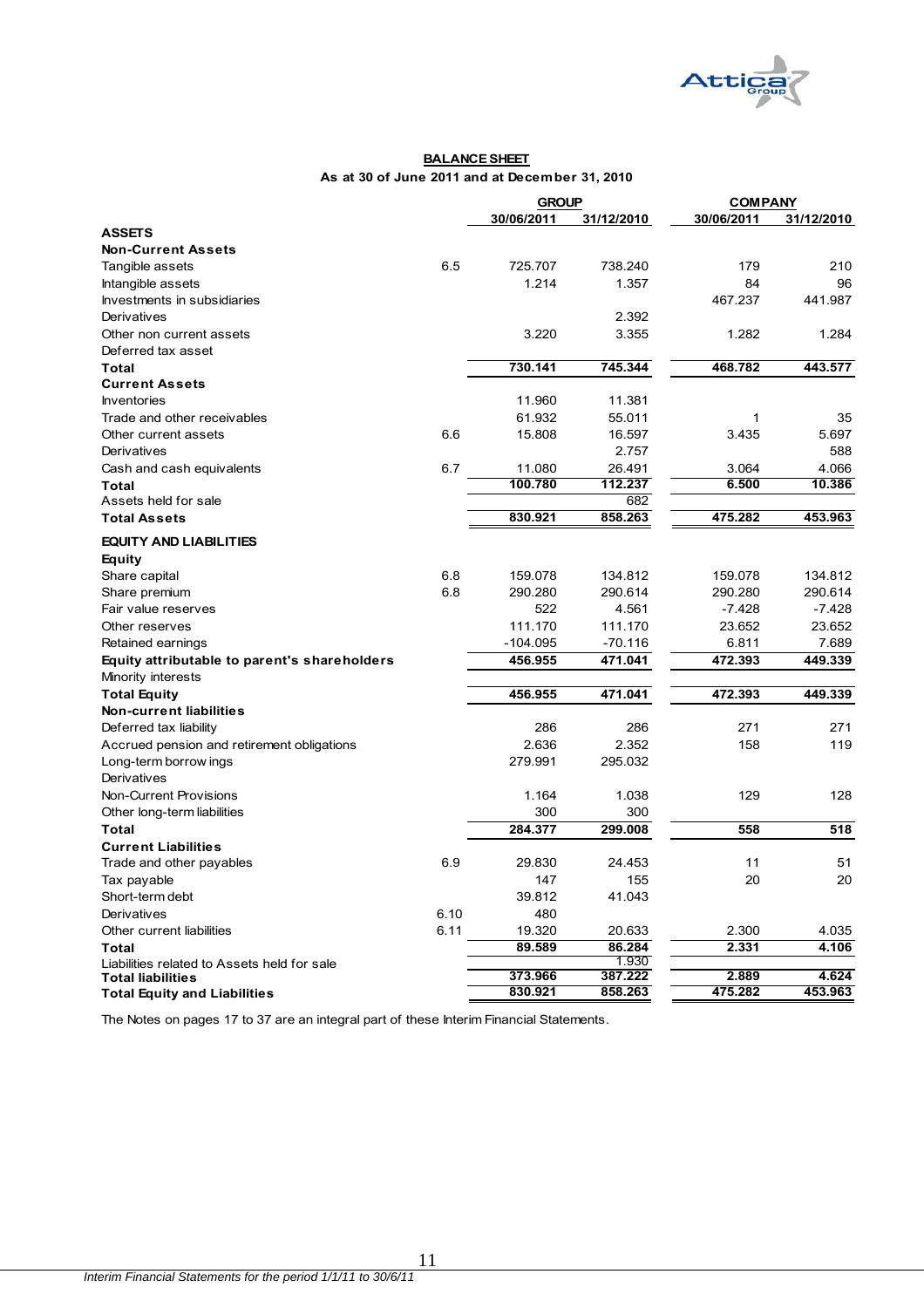## BALANCE SHEET

**As at 30 of June 2011 and at December 31, 2010**

| | | GROUP | | COMPANY | |
|---|---|---|---|---|---|
| | | 30/06/2011 | 31/12/2010 | 30/06/2011 | 31/12/2010 |
| **ASSETS** | | | | | |
| **Non-Current Assets** | | | | | |
| Tangible assets | 6.5 | 725.707 | 738.240 | 179 | 210 |
| Intangible assets | | 1.214 | 1.357 | 84 | 96 |
| Investments in subsidiaries | | | | 467.237 | 441.987 |
| Derivatives | | | 2.392 | | |
| Other non current assets | | 3.220 | 3.355 | 1.282 | 1.284 |
| Deferred tax asset | | | | | |
| **Total** | | **730.141** | **745.344** | **468.782** | **443.577** |
| **Current Assets** | | | | | |
| Inventories | | 11.960 | 11.381 | | |
| Trade and other receivables | | 61.932 | 55.011 | 1 | 35 |
| Other current assets | 6.6 | 15.808 | 16.597 | 3.435 | 5.697 |
| Derivatives | | | 2.757 | | 588 |
| Cash and cash equivalents | 6.7 | 11.080 | 26.491 | 3.064 | 4.066 |
| **Total** | | **100.780** | **112.237** | **6.500** | **10.386** |
| Assets held for sale | | | 682 | | |
| **Total Assets** | | **830.921** | **858.263** | **475.282** | **453.963** |
| **EQUITY AND LIABILITIES** | | | | | |
| **Equity** | | | | | |
| Share capital | 6.8 | 159.078 | 134.812 | 159.078 | 134.812 |
| Share premium | 6.8 | 290.280 | 290.614 | 290.280 | 290.614 |
| Fair value reserves | | 522 | 4.561 | -7.428 | -7.428 |
| Other reserves | | 111.170 | 111.170 | 23.652 | 23.652 |
| Retained earnings | | -104.095 | -70.116 | 6.811 | 7.689 |
| **Equity attributable to parent's shareholders** | | **456.955** | **471.041** | **472.393** | **449.339** |
| Minority interests | | | | | |
| **Total Equity** | | **456.955** | **471.041** | **472.393** | **449.339** |
| **Non-current liabilities** | | | | | |
| Deferred tax liability | | 286 | 286 | 271 | 271 |
| Accrued pension and retirement obligations | | 2.636 | 2.352 | 158 | 119 |
| Long-term borrowings | | 279.991 | 295.032 | | |
| Derivatives | | | | | |
| Non-Current Provisions | | 1.164 | 1.038 | 129 | 128 |
| Other long-term liabilities | | 300 | 300 | | |
| **Total** | | **284.377** | **299.008** | **558** | **518** |
| **Current Liabilities** | | | | | |
| Trade and other payables | 6.9 | 29.830 | 24.453 | 11 | 51 |
| Tax payable | | 147 | 155 | 20 | 20 |
| Short-term debt | | 39.812 | 41.043 | | |
| Derivatives | 6.10 | 480 | | | |
| Other current liabilities | 6.11 | 19.320 | 20.633 | 2.300 | 4.035 |
| **Total** | | **89.589** | **86.284** | **2.331** | **4.106** |
| Liabilities related to Assets held for sale | | | 1.930 | | |
| **Total liabilities** | | **373.966** | **387.222** | **2.889** | **4.624** |
| **Total Equity and Liabilities** | | **830.921** | **858.263** | **475.282** | **453.963** |

The Notes on pages 17 to 37 are an integral part of these Interim Financial Statements.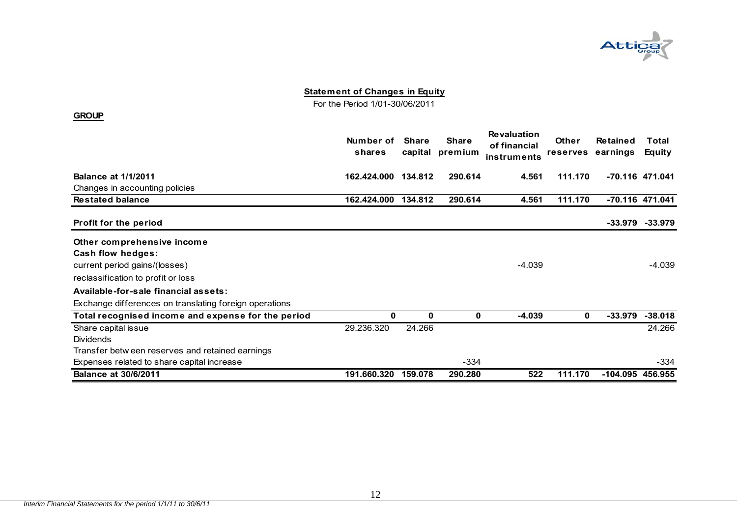**Statement of Changes in Equity**

For the Period 1/01-30/06/2011

**GROUP**

| | Number of shares | Share capital | Share premium | Revaluation of financial instruments | Other reserves | Retained earnings | Total Equity |
|---|---|---|---|---|---|---|---|
| **Balance at 1/1/2011** | **162.424.000** | **134.812** | **290.614** | **4.561** | **111.170** | **-70.116** | **471.041** |
| Changes in accounting policies | | | | | | | |
| **Restated balance** | **162.424.000** | **134.812** | **290.614** | **4.561** | **111.170** | **-70.116** | **471.041** |
| **Profit for the period** | | | | | | **-33.979** | **-33.979** |
| **Other comprehensive income** | | | | | | | |
| **Cash flow hedges:** | | | | | | | |
| current period gains/(losses) | | | | -4.039 | | | -4.039 |
| reclassification to profit or loss | | | | | | | |
| **Available-for-sale financial assets:** | | | | | | | |
| Exchange differences on translating foreign operations | | | | | | | |
| **Total recognised income and expense for the period** | **0** | **0** | **0** | **-4.039** | **0** | **-33.979** | **-38.018** |
| Share capital issue | 29.236.320 | 24.266 | | | | | 24.266 |
| Dividends | | | | | | | |
| Transfer between reserves and retained earnings | | | | | | | |
| Expenses related to share capital increase | | | -334 | | | | -334 |
| **Balance at 30/6/2011** | **191.660.320** | **159.078** | **290.280** | **522** | **111.170** | **-104.095** | **456.955** |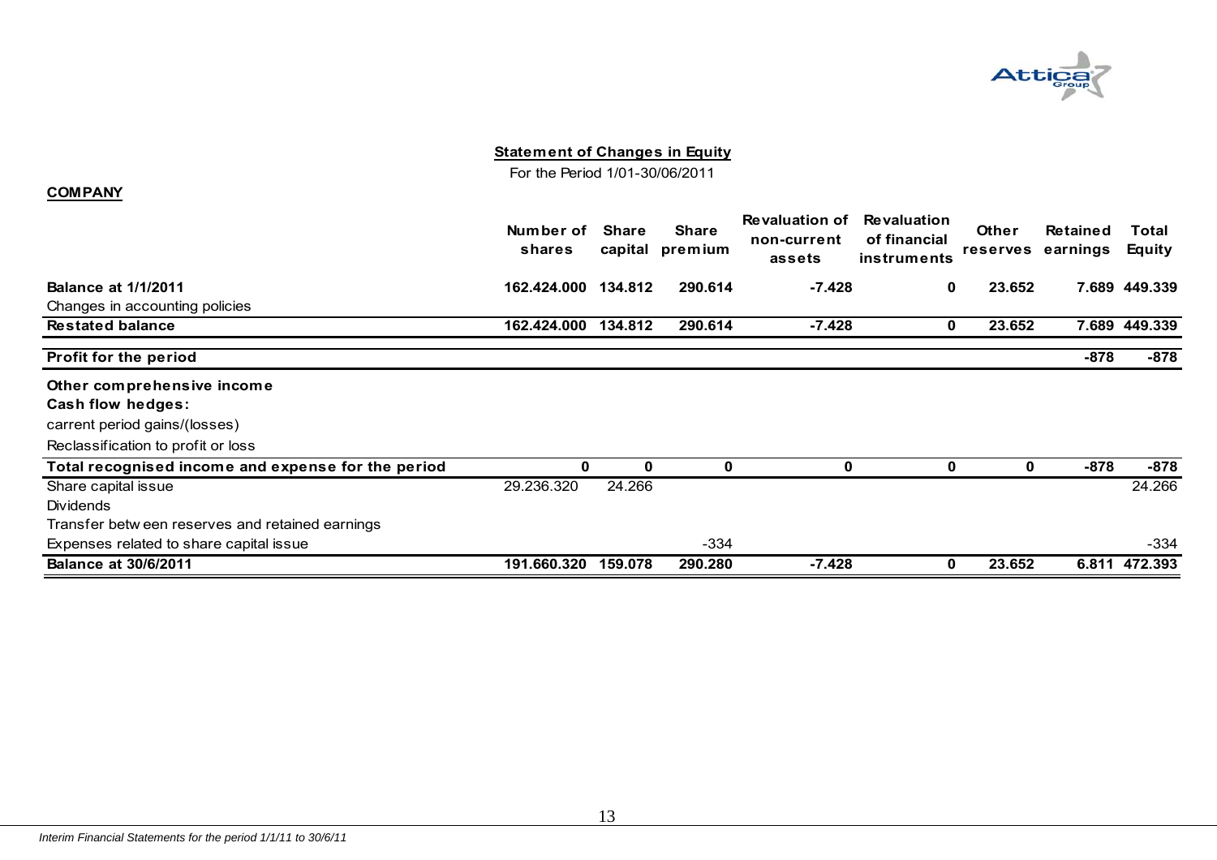## Statement of Changes in Equity

For the Period 1/01-30/06/2011

**COMPANY**

| | Number of shares | Share capital | Share premium | Revaluation of non-current assets | Revaluation of financial instruments | Other reserves | Retained earnings | Total Equity |
|---|---|---|---|---|---|---|---|---|
| **Balance at 1/1/2011** | **162.424.000** | **134.812** | **290.614** | **-7.428** | **0** | **23.652** | **7.689** | **449.339** |
| Changes in accounting policies | | | | | | | | |
| **Restated balance** | **162.424.000** | **134.812** | **290.614** | **-7.428** | **0** | **23.652** | **7.689** | **449.339** |
| **Profit for the period** | | | | | | | **-878** | **-878** |
| **Other comprehensive income** | | | | | | | | |
| **Cash flow hedges:** | | | | | | | | |
| carrent period gains/(losses) | | | | | | | | |
| Reclassification to profit or loss | | | | | | | | |
| **Total recognised income and expense for the period** | **0** | **0** | **0** | **0** | **0** | **0** | **-878** | **-878** |
| Share capital issue | 29.236.320 | 24.266 | | | | | | 24.266 |
| Dividends | | | | | | | | |
| Transfer between reserves and retained earnings | | | | | | | | |
| Expenses related to share capital issue | | | -334 | | | | | -334 |
| **Balance at 30/6/2011** | **191.660.320** | **159.078** | **290.280** | **-7.428** | **0** | **23.652** | **6.811** | **472.393** |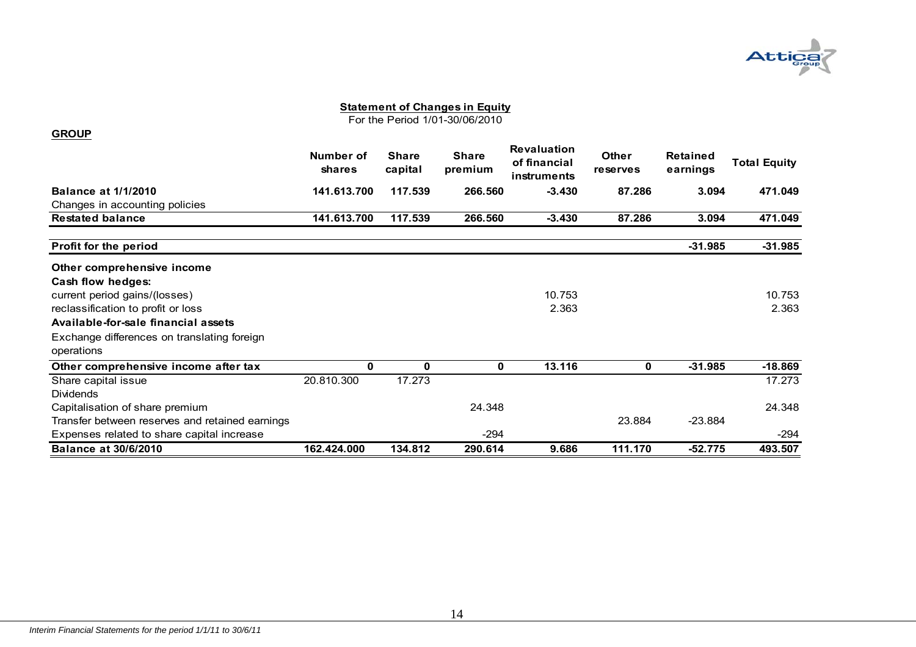**Statement of Changes in Equity**
For the Period 1/01-30/06/2010

**GROUP**

| | Number of shares | Share capital | Share premium | Revaluation of financial instruments | Other reserves | Retained earnings | Total Equity |
|---|---|---|---|---|---|---|---|
| **Balance at 1/1/2010** | **141.613.700** | **117.539** | **266.560** | **-3.430** | **87.286** | **3.094** | **471.049** |
| Changes in accounting policies | | | | | | | |
| **Restated balance** | **141.613.700** | **117.539** | **266.560** | **-3.430** | **87.286** | **3.094** | **471.049** |
| **Profit for the period** | | | | | | **-31.985** | **-31.985** |
| **Other comprehensive income** | | | | | | | |
| **Cash flow hedges:** | | | | | | | |
| current period gains/(losses) | | | | 10.753 | | | 10.753 |
| reclassification to profit or loss | | | | 2.363 | | | 2.363 |
| **Available-for-sale financial assets** | | | | | | | |
| Exchange differences on translating foreign operations | | | | | | | |
| **Other comprehensive income after tax** | **0** | **0** | **0** | **13.116** | **0** | **-31.985** | **-18.869** |
| Share capital issue | 20.810.300 | 17.273 | | | | | 17.273 |
| Dividends | | | | | | | |
| Capitalisation of share premium | | | 24.348 | | | | 24.348 |
| Transfer between reserves and retained earnings | | | | | 23.884 | -23.884 | |
| Expenses related to share capital increase | | | -294 | | | | -294 |
| **Balance at 30/6/2010** | **162.424.000** | **134.812** | **290.614** | **9.686** | **111.170** | **-52.775** | **493.507** |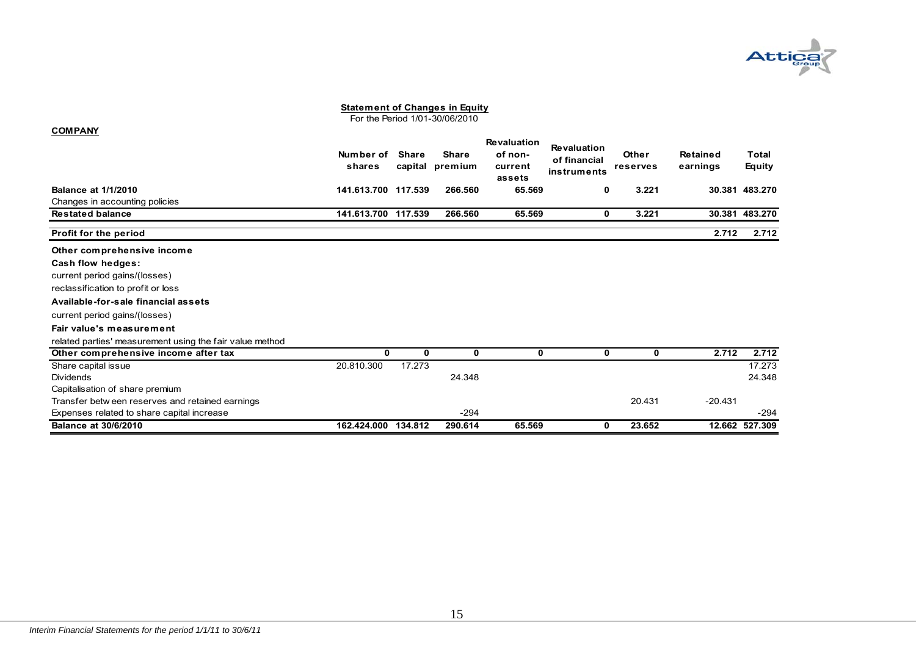## Statement of Changes in Equity

For the Period 1/01-30/06/2010

**COMPANY**

| | Number of shares | Share capital | Share premium | Revaluation of non-current assets | Revaluation of financial instruments | Other reserves | Retained earnings | Total Equity |
|---|---|---|---|---|---|---|---|---|
| **Balance at 1/1/2010** | **141.613.700** | **117.539** | **266.560** | **65.569** | **0** | **3.221** | **30.381** | **483.270** |
| Changes in accounting policies | | | | | | | | |
| **Restated balance** | **141.613.700** | **117.539** | **266.560** | **65.569** | **0** | **3.221** | **30.381** | **483.270** |
| **Profit for the period** | | | | | | | **2.712** | **2.712** |
| **Other comprehensive income** | | | | | | | | |
| **Cash flow hedges:** | | | | | | | | |
| current period gains/(losses) | | | | | | | | |
| reclassification to profit or loss | | | | | | | | |
| **Available-for-sale financial assets** | | | | | | | | |
| current period gains/(losses) | | | | | | | | |
| **Fair value's measurement** | | | | | | | | |
| related parties' measurement using the fair value method | | | | | | | | |
| **Other comprehensive income after tax** | **0** | **0** | **0** | **0** | **0** | **0** | **2.712** | **2.712** |
| Share capital issue | 20.810.300 | 17.273 | | | | | | 17.273 |
| Dividends | | | 24.348 | | | | | 24.348 |
| Capitalisation of share premium | | | | | | | | |
| Transfer between reserves and retained earnings | | | | | | 20.431 | -20.431 | |
| Expenses related to share capital increase | | | -294 | | | | | -294 |
| **Balance at 30/6/2010** | **162.424.000** | **134.812** | **290.614** | **65.569** | **0** | **23.652** | **12.662** | **527.309** |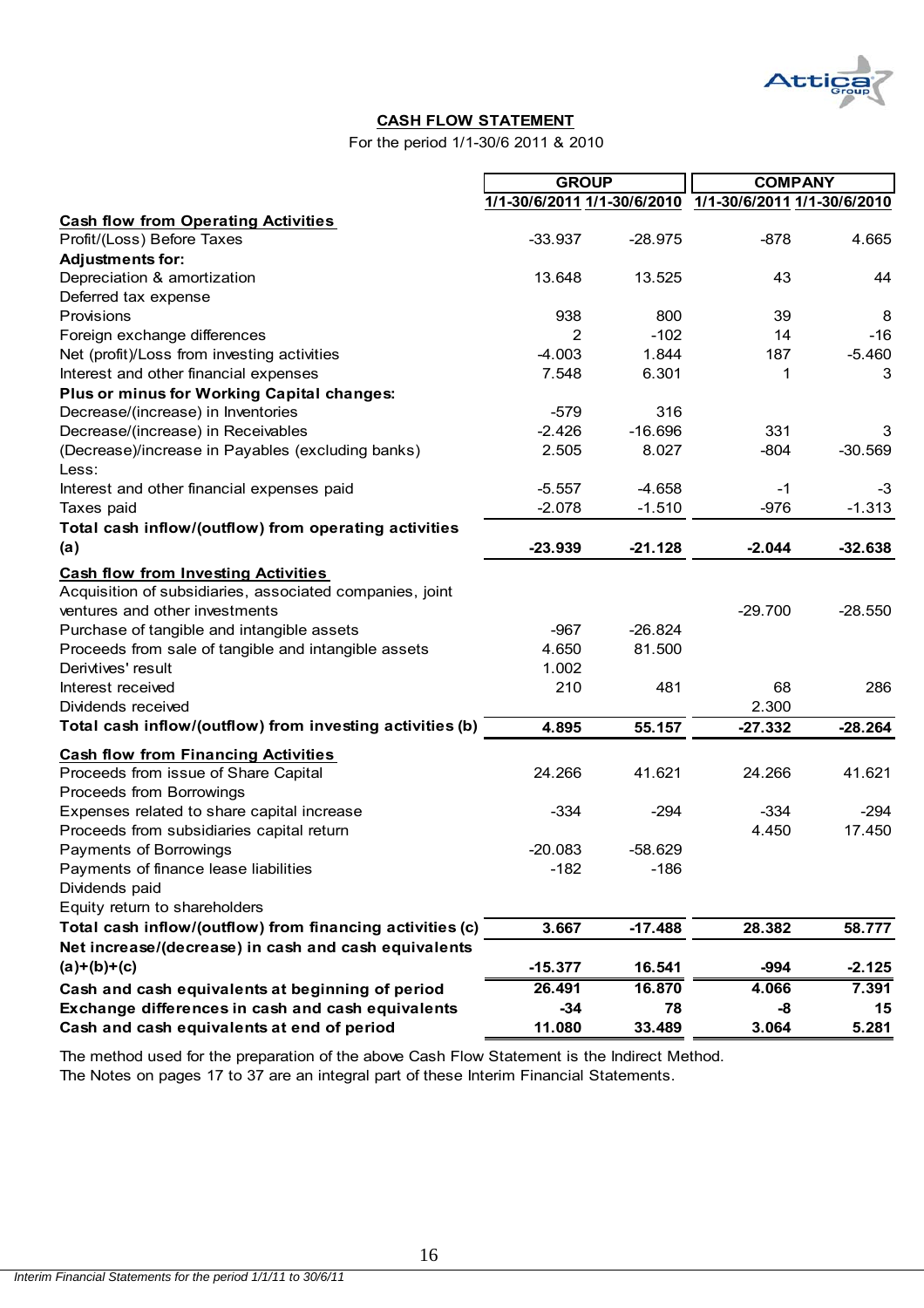## CASH FLOW STATEMENT

For the period 1/1-30/6 2011 & 2010

| | GROUP | | COMPANY | |
|---|---|---|---|---|
| | 1/1-30/6/2011 | 1/1-30/6/2010 | 1/1-30/6/2011 | 1/1-30/6/2010 |
| **Cash flow from Operating Activities** | | | | |
| Profit/(Loss) Before Taxes | -33.937 | -28.975 | -878 | 4.665 |
| **Adjustments for:** | | | | |
| Depreciation & amortization | 13.648 | 13.525 | 43 | 44 |
| Deferred tax expense | | | | |
| Provisions | 938 | 800 | 39 | 8 |
| Foreign exchange differences | 2 | -102 | 14 | -16 |
| Net (profit)/Loss from investing activities | -4.003 | 1.844 | 187 | -5.460 |
| Interest and other financial expenses | 7.548 | 6.301 | 1 | 3 |
| **Plus or minus for Working Capital changes:** | | | | |
| Decrease/(increase) in Inventories | -579 | 316 | | |
| Decrease/(increase) in Receivables | -2.426 | -16.696 | 331 | 3 |
| (Decrease)/increase in Payables (excluding banks) | 2.505 | 8.027 | -804 | -30.569 |
| Less: | | | | |
| Interest and other financial expenses paid | -5.557 | -4.658 | -1 | -3 |
| Taxes paid | -2.078 | -1.510 | -976 | -1.313 |
| **Total cash inflow/(outflow) from operating activities (a)** | **-23.939** | **-21.128** | **-2.044** | **-32.638** |
| **Cash flow from Investing Activities** | | | | |
| Acquisition of subsidiaries, associated companies, joint ventures and other investments | | | -29.700 | -28.550 |
| Purchase of tangible and intangible assets | -967 | -26.824 | | |
| Proceeds from sale of tangible and intangible assets | 4.650 | 81.500 | | |
| Derivtives' result | 1.002 | | | |
| Interest received | 210 | 481 | 68 | 286 |
| Dividends received | | | 2.300 | |
| **Total cash inflow/(outflow) from investing activities (b)** | **4.895** | **55.157** | **-27.332** | **-28.264** |
| **Cash flow from Financing Activities** | | | | |
| Proceeds from issue of Share Capital | 24.266 | 41.621 | 24.266 | 41.621 |
| Proceeds from Borrowings | | | | |
| Expenses related to share capital increase | -334 | -294 | -334 | -294 |
| Proceeds from subsidiaries capital return | | | 4.450 | 17.450 |
| Payments of Borrowings | -20.083 | -58.629 | | |
| Payments of finance lease liabilities | -182 | -186 | | |
| Dividends paid | | | | |
| Equity return to shareholders | | | | |
| **Total cash inflow/(outflow) from financing activities (c)** | **3.667** | **-17.488** | **28.382** | **58.777** |
| **Net increase/(decrease) in cash and cash equivalents (a)+(b)+(c)** | **-15.377** | **16.541** | **-994** | **-2.125** |
| **Cash and cash equivalents at beginning of period** | **26.491** | **16.870** | **4.066** | **7.391** |
| **Exchange differences in cash and cash equivalents** | **-34** | **78** | **-8** | **15** |
| **Cash and cash equivalents at end of period** | **11.080** | **33.489** | **3.064** | **5.281** |

The method used for the preparation of the above Cash Flow Statement is the Indirect Method.

The Notes on pages 17 to 37 are an integral part of these Interim Financial Statements.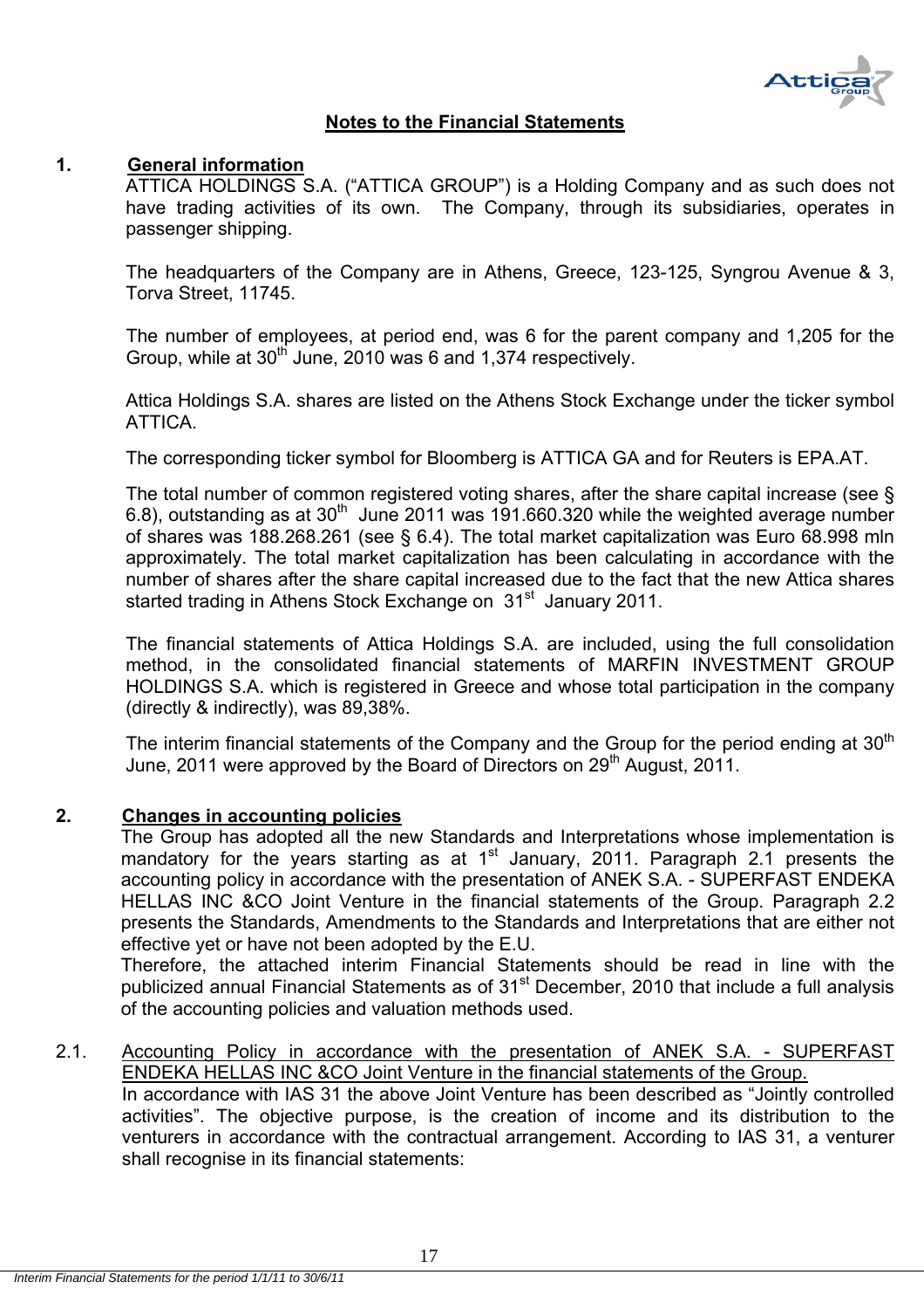## Notes to the Financial Statements

### 1. General information

ATTICA HOLDINGS S.A. ("ATTICA GROUP") is a Holding Company and as such does not have trading activities of its own. The Company, through its subsidiaries, operates in passenger shipping.

The headquarters of the Company are in Athens, Greece, 123-125, Syngrou Avenue & 3, Torva Street, 11745.

The number of employees, at period end, was 6 for the parent company and 1,205 for the Group, while at 30th June, 2010 was 6 and 1,374 respectively.

Attica Holdings S.A. shares are listed on the Athens Stock Exchange under the ticker symbol ATTICA.

The corresponding ticker symbol for Bloomberg is ATTICA GA and for Reuters is EPA.AT.

The total number of common registered voting shares, after the share capital increase (see § 6.8), outstanding as at 30th June 2011 was 191.660.320 while the weighted average number of shares was 188.268.261 (see § 6.4). The total market capitalization was Euro 68.998 mln approximately. The total market capitalization has been calculating in accordance with the number of shares after the share capital increased due to the fact that the new Attica shares started trading in Athens Stock Exchange on 31st January 2011.

The financial statements of Attica Holdings S.A. are included, using the full consolidation method, in the consolidated financial statements of MARFIN INVESTMENT GROUP HOLDINGS S.A. which is registered in Greece and whose total participation in the company (directly & indirectly), was 89,38%.

The interim financial statements of the Company and the Group for the period ending at 30th June, 2011 were approved by the Board of Directors on 29th August, 2011.

### 2. Changes in accounting policies

The Group has adopted all the new Standards and Interpretations whose implementation is mandatory for the years starting as at 1st January, 2011. Paragraph 2.1 presents the accounting policy in accordance with the presentation of ANEK S.A. - SUPERFAST ENDEKA HELLAS INC &CO Joint Venture in the financial statements of the Group. Paragraph 2.2 presents the Standards, Amendments to the Standards and Interpretations that are either not effective yet or have not been adopted by the E.U.

Therefore, the attached interim Financial Statements should be read in line with the publicized annual Financial Statements as of 31st December, 2010 that include a full analysis of the accounting policies and valuation methods used.

#### 2.1. Accounting Policy in accordance with the presentation of ANEK S.A. - SUPERFAST ENDEKA HELLAS INC &CO Joint Venture in the financial statements of the Group.

In accordance with IAS 31 the above Joint Venture has been described as "Jointly controlled activities". The objective purpose, is the creation of income and its distribution to the venturers in accordance with the contractual arrangement. According to IAS 31, a venturer shall recognise in its financial statements: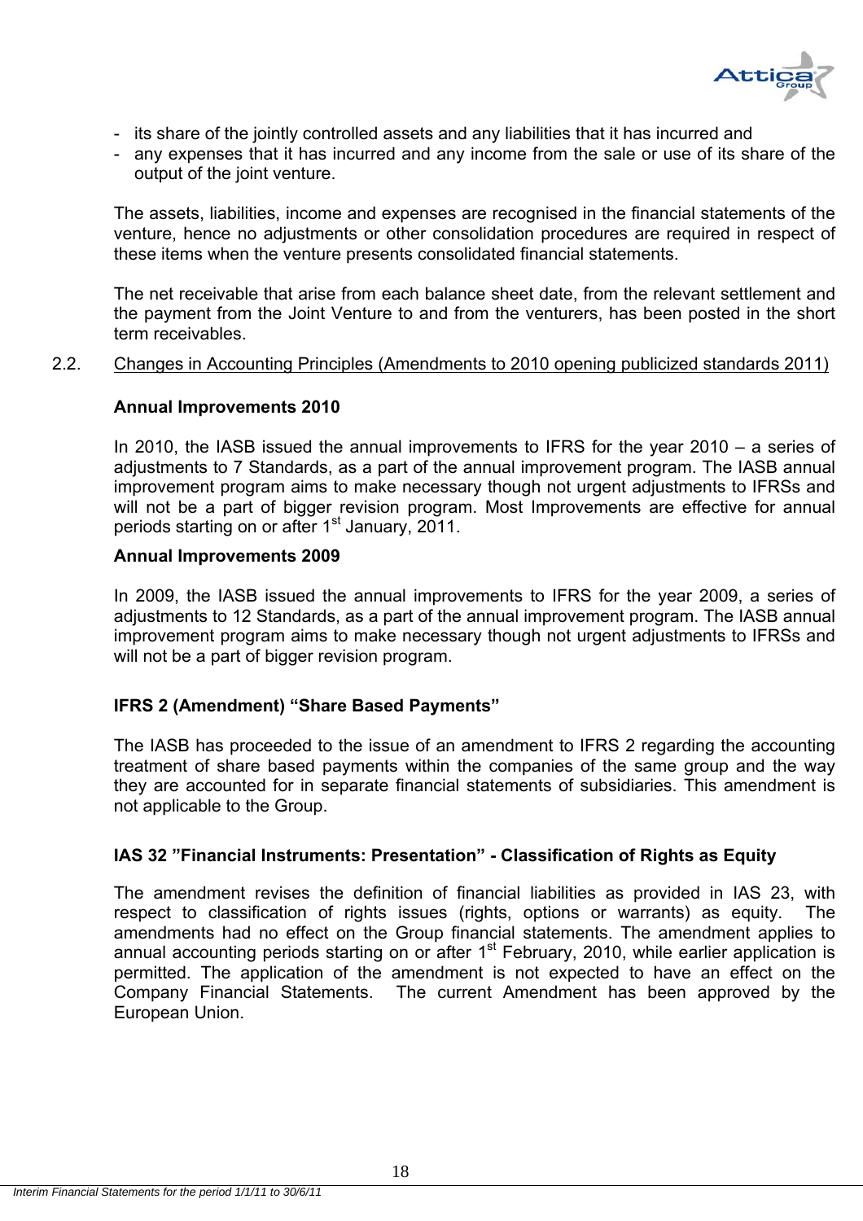- its share of the jointly controlled assets and any liabilities that it has incurred and
- any expenses that it has incurred and any income from the sale or use of its share of the output of the joint venture.

The assets, liabilities, income and expenses are recognised in the financial statements of the venture, hence no adjustments or other consolidation procedures are required in respect of these items when the venture presents consolidated financial statements.

The net receivable that arise from each balance sheet date, from the relevant settlement and the payment from the Joint Venture to and from the venturers, has been posted in the short term receivables.

## 2.2. Changes in Accounting Principles (Amendments to 2010 opening publicized standards 2011)

**Annual Improvements 2010**

In 2010, the IASB issued the annual improvements to IFRS for the year 2010 – a series of adjustments to 7 Standards, as a part of the annual improvement program. The IASB annual improvement program aims to make necessary though not urgent adjustments to IFRSs and will not be a part of bigger revision program. Most Improvements are effective for annual periods starting on or after 1st January, 2011.

**Annual Improvements 2009**

In 2009, the IASB issued the annual improvements to IFRS for the year 2009, a series of adjustments to 12 Standards, as a part of the annual improvement program. The IASB annual improvement program aims to make necessary though not urgent adjustments to IFRSs and will not be a part of bigger revision program.

**IFRS 2 (Amendment) "Share Based Payments"**

The IASB has proceeded to the issue of an amendment to IFRS 2 regarding the accounting treatment of share based payments within the companies of the same group and the way they are accounted for in separate financial statements of subsidiaries. This amendment is not applicable to the Group.

**IAS 32 "Financial Instruments: Presentation" - Classification of Rights as Equity**

The amendment revises the definition of financial liabilities as provided in IAS 23, with respect to classification of rights issues (rights, options or warrants) as equity. The amendments had no effect on the Group financial statements. The amendment applies to annual accounting periods starting on or after 1st February, 2010, while earlier application is permitted. The application of the amendment is not expected to have an effect on the Company Financial Statements. The current Amendment has been approved by the European Union.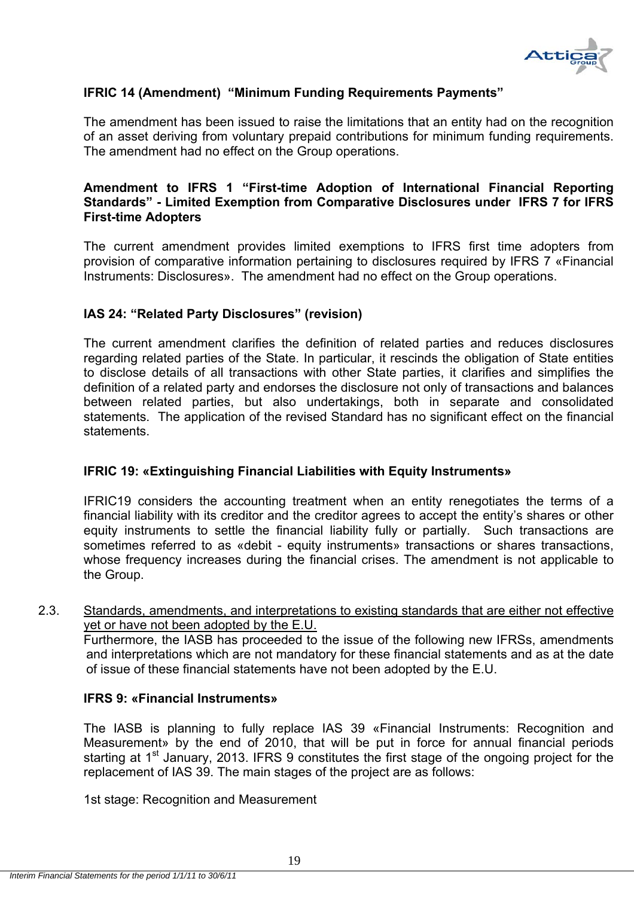**IFRIC 14 (Amendment) "Minimum Funding Requirements Payments"**

The amendment has been issued to raise the limitations that an entity had on the recognition of an asset deriving from voluntary prepaid contributions for minimum funding requirements. The amendment had no effect on the Group operations.

**Amendment to IFRS 1 "First-time Adoption of International Financial Reporting Standards" - Limited Exemption from Comparative Disclosures under IFRS 7 for IFRS First-time Adopters**

The current amendment provides limited exemptions to IFRS first time adopters from provision of comparative information pertaining to disclosures required by IFRS 7 «Financial Instruments: Disclosures». The amendment had no effect on the Group operations.

**IAS 24: "Related Party Disclosures" (revision)**

The current amendment clarifies the definition of related parties and reduces disclosures regarding related parties of the State. In particular, it rescinds the obligation of State entities to disclose details of all transactions with other State parties, it clarifies and simplifies the definition of a related party and endorses the disclosure not only of transactions and balances between related parties, but also undertakings, both in separate and consolidated statements. The application of the revised Standard has no significant effect on the financial statements.

**IFRIC 19: «Extinguishing Financial Liabilities with Equity Instruments»**

IFRIC19 considers the accounting treatment when an entity renegotiates the terms of a financial liability with its creditor and the creditor agrees to accept the entity's shares or other equity instruments to settle the financial liability fully or partially. Such transactions are sometimes referred to as «debit - equity instruments» transactions or shares transactions, whose frequency increases during the financial crises. The amendment is not applicable to the Group.

2.3. Standards, amendments, and interpretations to existing standards that are either not effective yet or have not been adopted by the E.U.

Furthermore, the IASB has proceeded to the issue of the following new IFRSs, amendments and interpretations which are not mandatory for these financial statements and as at the date of issue of these financial statements have not been adopted by the E.U.

**IFRS 9: «Financial Instruments»**

The IASB is planning to fully replace IAS 39 «Financial Instruments: Recognition and Measurement» by the end of 2010, that will be put in force for annual financial periods starting at 1st January, 2013. IFRS 9 constitutes the first stage of the ongoing project for the replacement of IAS 39. The main stages of the project are as follows:

1st stage: Recognition and Measurement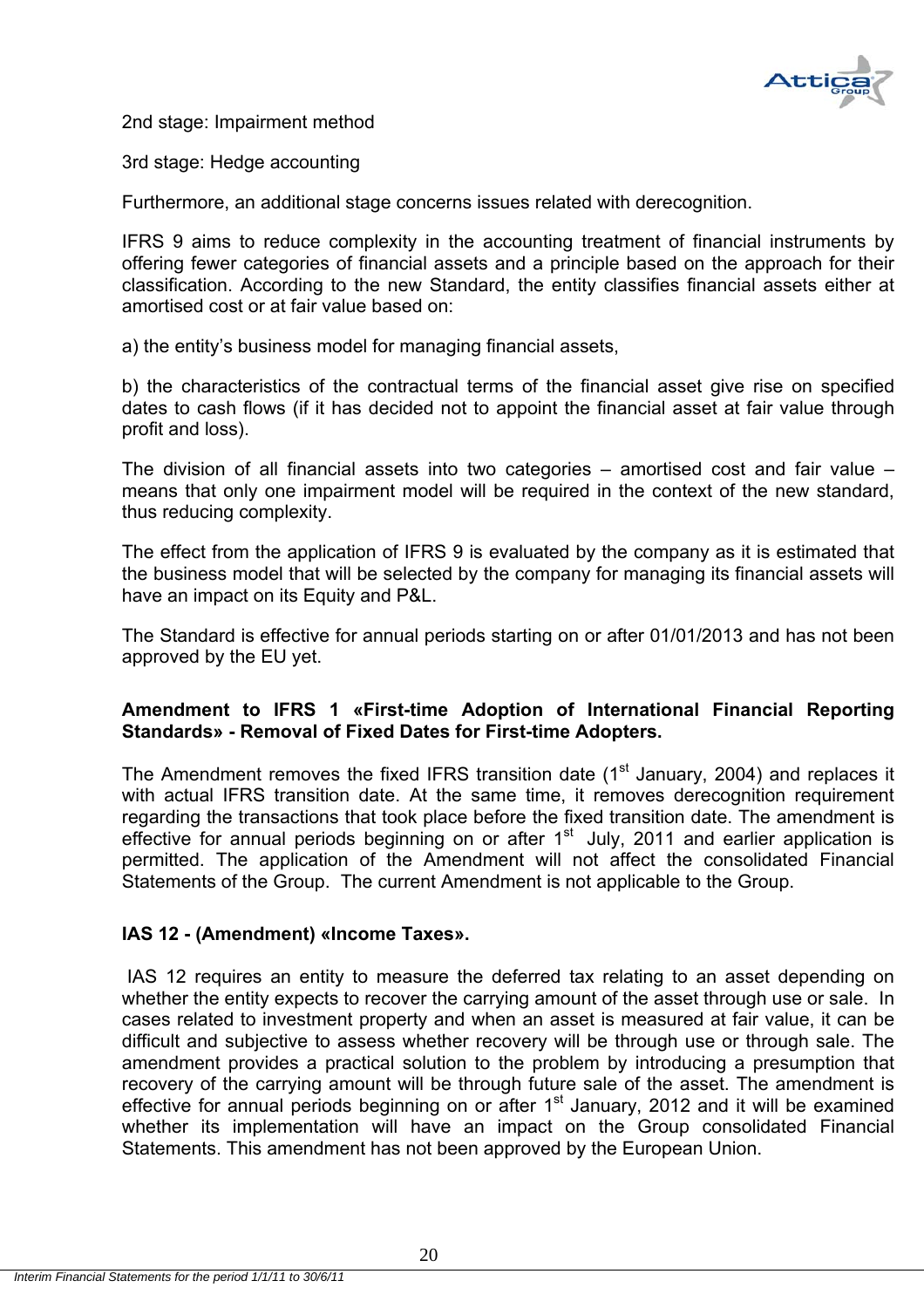2nd stage: Impairment method

3rd stage: Hedge accounting

Furthermore, an additional stage concerns issues related with derecognition.

IFRS 9 aims to reduce complexity in the accounting treatment of financial instruments by offering fewer categories of financial assets and a principle based on the approach for their classification. According to the new Standard, the entity classifies financial assets either at amortised cost or at fair value based on:

a) the entity's business model for managing financial assets,

b) the characteristics of the contractual terms of the financial asset give rise on specified dates to cash flows (if it has decided not to appoint the financial asset at fair value through profit and loss).

The division of all financial assets into two categories – amortised cost and fair value – means that only one impairment model will be required in the context of the new standard, thus reducing complexity.

The effect from the application of IFRS 9 is evaluated by the company as it is estimated that the business model that will be selected by the company for managing its financial assets will have an impact on its Equity and P&L.

The Standard is effective for annual periods starting on or after 01/01/2013 and has not been approved by the EU yet.

**Amendment to IFRS 1 «First-time Adoption of International Financial Reporting Standards» - Removal of Fixed Dates for First-time Adopters.**

The Amendment removes the fixed IFRS transition date (1st January, 2004) and replaces it with actual IFRS transition date. At the same time, it removes derecognition requirement regarding the transactions that took place before the fixed transition date. The amendment is effective for annual periods beginning on or after 1st July, 2011 and earlier application is permitted. The application of the Amendment will not affect the consolidated Financial Statements of the Group. The current Amendment is not applicable to the Group.

**IAS 12 - (Amendment) «Income Taxes».**

IAS 12 requires an entity to measure the deferred tax relating to an asset depending on whether the entity expects to recover the carrying amount of the asset through use or sale. In cases related to investment property and when an asset is measured at fair value, it can be difficult and subjective to assess whether recovery will be through use or through sale. The amendment provides a practical solution to the problem by introducing a presumption that recovery of the carrying amount will be through future sale of the asset. The amendment is effective for annual periods beginning on or after 1st January, 2012 and it will be examined whether its implementation will have an impact on the Group consolidated Financial Statements. This amendment has not been approved by the European Union.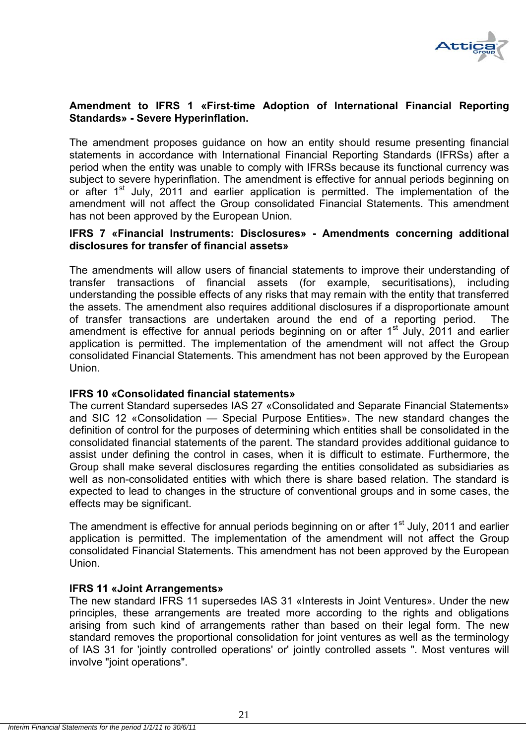**Amendment to IFRS 1 «First-time Adoption of International Financial Reporting Standards» - Severe Hyperinflation.**

The amendment proposes guidance on how an entity should resume presenting financial statements in accordance with International Financial Reporting Standards (IFRSs) after a period when the entity was unable to comply with IFRSs because its functional currency was subject to severe hyperinflation. The amendment is effective for annual periods beginning on or after 1st July, 2011 and earlier application is permitted. The implementation of the amendment will not affect the Group consolidated Financial Statements. This amendment has not been approved by the European Union.

**IFRS 7 «Financial Instruments: Disclosures» - Amendments concerning additional disclosures for transfer of financial assets»**

The amendments will allow users of financial statements to improve their understanding of transfer transactions of financial assets (for example, securitisations), including understanding the possible effects of any risks that may remain with the entity that transferred the assets. The amendment also requires additional disclosures if a disproportionate amount of transfer transactions are undertaken around the end of a reporting period. The amendment is effective for annual periods beginning on or after 1st July, 2011 and earlier application is permitted. The implementation of the amendment will not affect the Group consolidated Financial Statements. This amendment has not been approved by the European Union.

**IFRS 10 «Consolidated financial statements»**

The current Standard supersedes IAS 27 «Consolidated and Separate Financial Statements» and SIC 12 «Consolidation — Special Purpose Entities». The new standard changes the definition of control for the purposes of determining which entities shall be consolidated in the consolidated financial statements of the parent. The standard provides additional guidance to assist under defining the control in cases, when it is difficult to estimate. Furthermore, the Group shall make several disclosures regarding the entities consolidated as subsidiaries as well as non-consolidated entities with which there is share based relation. The standard is expected to lead to changes in the structure of conventional groups and in some cases, the effects may be significant.

The amendment is effective for annual periods beginning on or after 1st July, 2011 and earlier application is permitted. The implementation of the amendment will not affect the Group consolidated Financial Statements. This amendment has not been approved by the European Union.

**IFRS 11 «Joint Arrangements»**

The new standard IFRS 11 supersedes IAS 31 «Interests in Joint Ventures». Under the new principles, these arrangements are treated more according to the rights and obligations arising from such kind of arrangements rather than based on their legal form. The new standard removes the proportional consolidation for joint ventures as well as the terminology of IAS 31 for 'jointly controlled operations' or' jointly controlled assets ". Most ventures will involve "joint operations".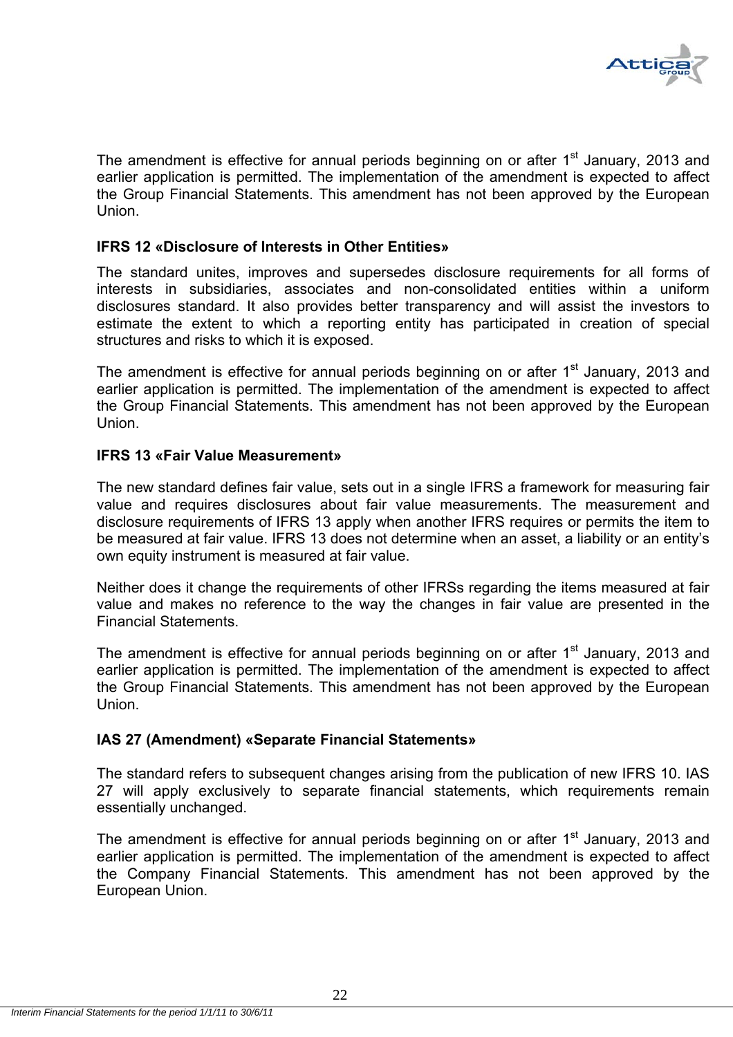The amendment is effective for annual periods beginning on or after 1st January, 2013 and earlier application is permitted. The implementation of the amendment is expected to affect the Group Financial Statements. This amendment has not been approved by the European Union.

**IFRS 12 «Disclosure of Interests in Other Entities»**

The standard unites, improves and supersedes disclosure requirements for all forms of interests in subsidiaries, associates and non-consolidated entities within a uniform disclosures standard. It also provides better transparency and will assist the investors to estimate the extent to which a reporting entity has participated in creation of special structures and risks to which it is exposed.

The amendment is effective for annual periods beginning on or after 1st January, 2013 and earlier application is permitted. The implementation of the amendment is expected to affect the Group Financial Statements. This amendment has not been approved by the European Union.

**IFRS 13 «Fair Value Measurement»**

The new standard defines fair value, sets out in a single IFRS a framework for measuring fair value and requires disclosures about fair value measurements. The measurement and disclosure requirements of IFRS 13 apply when another IFRS requires or permits the item to be measured at fair value. IFRS 13 does not determine when an asset, a liability or an entity's own equity instrument is measured at fair value.

Neither does it change the requirements of other IFRSs regarding the items measured at fair value and makes no reference to the way the changes in fair value are presented in the Financial Statements.

The amendment is effective for annual periods beginning on or after 1st January, 2013 and earlier application is permitted. The implementation of the amendment is expected to affect the Group Financial Statements. This amendment has not been approved by the European Union.

**IAS 27 (Amendment) «Separate Financial Statements»**

The standard refers to subsequent changes arising from the publication of new IFRS 10. IAS 27 will apply exclusively to separate financial statements, which requirements remain essentially unchanged.

The amendment is effective for annual periods beginning on or after 1st January, 2013 and earlier application is permitted. The implementation of the amendment is expected to affect the Company Financial Statements. This amendment has not been approved by the European Union.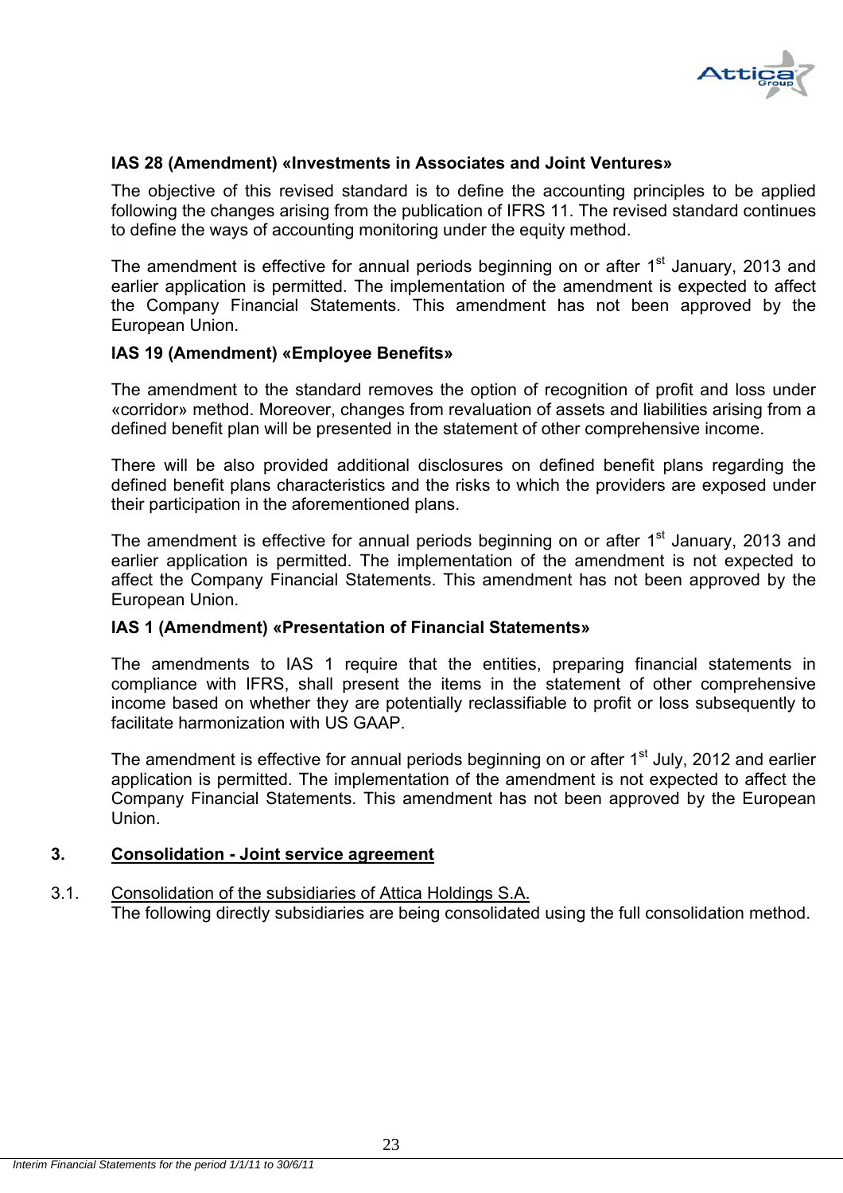**IAS 28 (Amendment) «Investments in Associates and Joint Ventures»**

The objective of this revised standard is to define the accounting principles to be applied following the changes arising from the publication of IFRS 11. The revised standard continues to define the ways of accounting monitoring under the equity method.

The amendment is effective for annual periods beginning on or after 1st January, 2013 and earlier application is permitted. The implementation of the amendment is expected to affect the Company Financial Statements. This amendment has not been approved by the European Union.

**IAS 19 (Amendment) «Employee Benefits»**

The amendment to the standard removes the option of recognition of profit and loss under «corridor» method. Moreover, changes from revaluation of assets and liabilities arising from a defined benefit plan will be presented in the statement of other comprehensive income.

There will be also provided additional disclosures on defined benefit plans regarding the defined benefit plans characteristics and the risks to which the providers are exposed under their participation in the aforementioned plans.

The amendment is effective for annual periods beginning on or after 1st January, 2013 and earlier application is permitted. The implementation of the amendment is not expected to affect the Company Financial Statements. This amendment has not been approved by the European Union.

**IAS 1 (Amendment) «Presentation of Financial Statements»**

The amendments to IAS 1 require that the entities, preparing financial statements in compliance with IFRS, shall present the items in the statement of other comprehensive income based on whether they are potentially reclassifiable to profit or loss subsequently to facilitate harmonization with US GAAP.

The amendment is effective for annual periods beginning on or after 1st July, 2012 and earlier application is permitted. The implementation of the amendment is not expected to affect the Company Financial Statements. This amendment has not been approved by the European Union.

## 3. Consolidation - Joint service agreement

### 3.1. Consolidation of the subsidiaries of Attica Holdings S.A.

The following directly subsidiaries are being consolidated using the full consolidation method.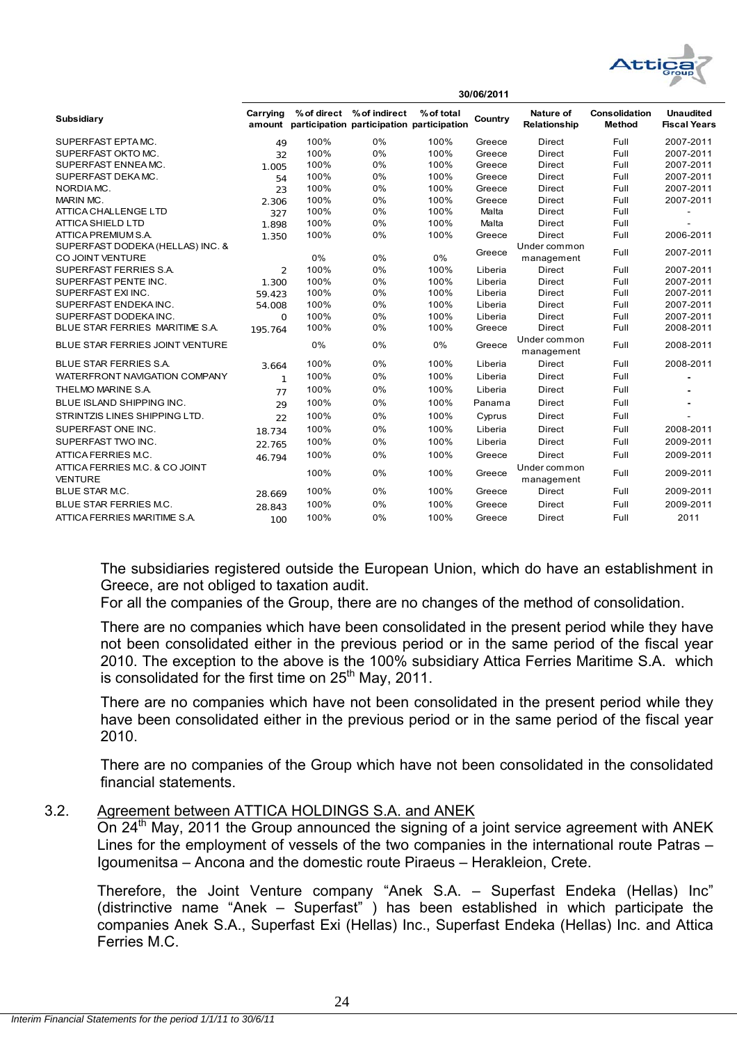| Subsidiary | 30/06/2011 | | | | | | | |
|---|---|---|---|---|---|---|---|---|
| | Carrying amount | % of direct participation | % of indirect participation | % of total participation | Country | Nature of Relationship | Consolidation Method | Unaudited Fiscal Years |
| SUPERFAST EPTA MC. | 49 | 100% | 0% | 100% | Greece | Direct | Full | 2007-2011 |
| SUPERFAST OKTO MC. | 32 | 100% | 0% | 100% | Greece | Direct | Full | 2007-2011 |
| SUPERFAST ENNEA MC. | 1.005 | 100% | 0% | 100% | Greece | Direct | Full | 2007-2011 |
| SUPERFAST DEKA MC. | 54 | 100% | 0% | 100% | Greece | Direct | Full | 2007-2011 |
| NORDIA MC. | 23 | 100% | 0% | 100% | Greece | Direct | Full | 2007-2011 |
| MARIN MC. | 2.306 | 100% | 0% | 100% | Greece | Direct | Full | 2007-2011 |
| ATTICA CHALLENGE LTD | 327 | 100% | 0% | 100% | Malta | Direct | Full | - |
| ATTICA SHIELD LTD | 1.898 | 100% | 0% | 100% | Malta | Direct | Full | - |
| ATTICA PREMIUM S.A. | 1.350 | 100% | 0% | 100% | Greece | Direct | Full | 2006-2011 |
| SUPERFAST DODEKA (HELLAS) INC. & CO JOINT VENTURE | | 0% | 0% | 0% | Greece | Under common management | Full | 2007-2011 |
| SUPERFAST FERRIES S.A. | 2 | 100% | 0% | 100% | Liberia | Direct | Full | 2007-2011 |
| SUPERFAST PENTE INC. | 1.300 | 100% | 0% | 100% | Liberia | Direct | Full | 2007-2011 |
| SUPERFAST EXI INC. | 59.423 | 100% | 0% | 100% | Liberia | Direct | Full | 2007-2011 |
| SUPERFAST ENDEKA INC. | 54.008 | 100% | 0% | 100% | Liberia | Direct | Full | 2007-2011 |
| SUPERFAST DODEKA INC. | 0 | 100% | 0% | 100% | Liberia | Direct | Full | 2007-2011 |
| BLUE STAR FERRIES MARITIME S.A. | 195.764 | 100% | 0% | 100% | Greece | Direct | Full | 2008-2011 |
| BLUE STAR FERRIES JOINT VENTURE | | 0% | 0% | 0% | Greece | Under common management | Full | 2008-2011 |
| BLUE STAR FERRIES S.A. | 3.664 | 100% | 0% | 100% | Liberia | Direct | Full | 2008-2011 |
| WATERFRONT NAVIGATION COMPANY | 1 | 100% | 0% | 100% | Liberia | Direct | Full | - |
| THELMO MARINE S.A. | 77 | 100% | 0% | 100% | Liberia | Direct | Full | - |
| BLUE ISLAND SHIPPING INC. | 29 | 100% | 0% | 100% | Panama | Direct | Full | - |
| STRINTZIS LINES SHIPPING LTD. | 22 | 100% | 0% | 100% | Cyprus | Direct | Full | - |
| SUPERFAST ONE INC. | 18.734 | 100% | 0% | 100% | Liberia | Direct | Full | 2008-2011 |
| SUPERFAST TWO INC. | 22.765 | 100% | 0% | 100% | Liberia | Direct | Full | 2009-2011 |
| ATTICA FERRIES M.C. | 46.794 | 100% | 0% | 100% | Greece | Direct | Full | 2009-2011 |
| ATTICA FERRIES M.C. & CO JOINT VENTURE | | 100% | 0% | 100% | Greece | Under common management | Full | 2009-2011 |
| BLUE STAR M.C. | 28.669 | 100% | 0% | 100% | Greece | Direct | Full | 2009-2011 |
| BLUE STAR FERRIES M.C. | 28.843 | 100% | 0% | 100% | Greece | Direct | Full | 2009-2011 |
| ATTICA FERRIES MARITIME S.A. | 100 | 100% | 0% | 100% | Greece | Direct | Full | 2011 |

The subsidiaries registered outside the European Union, which do have an establishment in Greece, are not obliged to taxation audit.
For all the companies of the Group, there are no changes of the method of consolidation.

There are no companies which have been consolidated in the present period while they have not been consolidated either in the previous period or in the same period of the fiscal year 2010. The exception to the above is the 100% subsidiary Attica Ferries Maritime S.A. which is consolidated for the first time on 25th May, 2011.

There are no companies which have not been consolidated in the present period while they have been consolidated either in the previous period or in the same period of the fiscal year 2010.

There are no companies of the Group which have not been consolidated in the consolidated financial statements.

## 3.2. Agreement between ATTICA HOLDINGS S.A. and ANEK

On 24th May, 2011 the Group announced the signing of a joint service agreement with ANEK Lines for the employment of vessels of the two companies in the international route Patras – Igoumenitsa – Ancona and the domestic route Piraeus – Herakleion, Crete.

Therefore, the Joint Venture company "Anek S.A. – Superfast Endeka (Hellas) Inc" (distrinctive name "Anek – Superfast" ) has been established in which participate the companies Anek S.A., Superfast Exi (Hellas) Inc., Superfast Endeka (Hellas) Inc. and Attica Ferries M.C.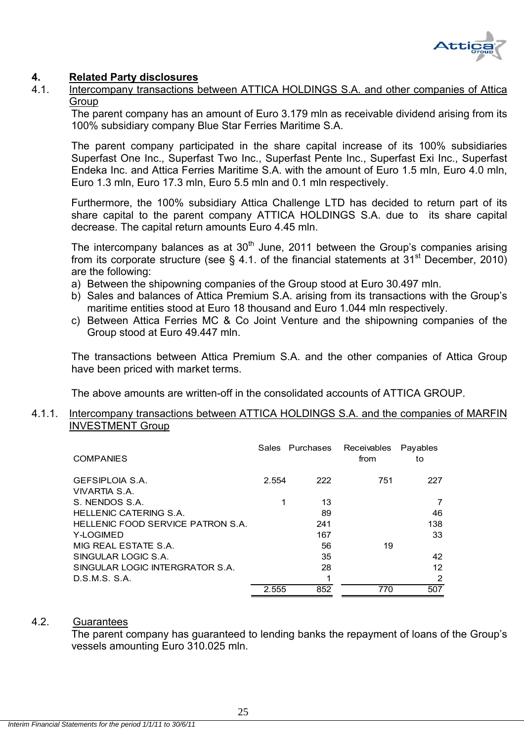## 4. Related Party disclosures

### 4.1. Intercompany transactions between ATTICA HOLDINGS S.A. and other companies of Attica Group

The parent company has an amount of Euro 3.179 mln as receivable dividend arising from its 100% subsidiary company Blue Star Ferries Maritime S.A.

The parent company participated in the share capital increase of its 100% subsidiaries Superfast One Inc., Superfast Two Inc., Superfast Pente Inc., Superfast Exi Inc., Superfast Endeka Inc. and Attica Ferries Maritime S.A. with the amount of Euro 1.5 mln, Euro 4.0 mln, Euro 1.3 mln, Euro 17.3 mln, Euro 5.5 mln and 0.1 mln respectively.

Furthermore, the 100% subsidiary Attica Challenge LTD has decided to return part of its share capital to the parent company ATTICA HOLDINGS S.A. due to its share capital decrease. The capital return amounts Euro 4.45 mln.

The intercompany balances as at 30th June, 2011 between the Group's companies arising from its corporate structure (see § 4.1. of the financial statements at 31st December, 2010) are the following:

a) Between the shipowning companies of the Group stood at Euro 30.497 mln.
b) Sales and balances of Attica Premium S.A. arising from its transactions with the Group's maritime entities stood at Euro 18 thousand and Euro 1.044 mln respectively.
c) Between Attica Ferries MC & Co Joint Venture and the shipowning companies of the Group stood at Euro 49.447 mln.

The transactions between Attica Premium S.A. and the other companies of Attica Group have been priced with market terms.

The above amounts are written-off in the consolidated accounts of ATTICA GROUP.

#### 4.1.1. Intercompany transactions between ATTICA HOLDINGS S.A. and the companies of MARFIN INVESTMENT Group

| COMPANIES | Sales | Purchases | Receivables from | Payables to |
|---|---|---|---|---|
| GEFSIPLOIA S.A. | 2.554 | 222 | 751 | 227 |
| VIVARTIA S.A. | | | | |
| S. NENDOS S.A. | 1 | 13 | | 7 |
| HELLENIC CATERING S.A. | | 89 | | 46 |
| HELLENIC FOOD SERVICE PATRON S.A. | | 241 | | 138 |
| Y-LOGIMED | | 167 | | 33 |
| MIG REAL ESTATE S.A. | | 56 | 19 | |
| SINGULAR LOGIC S.A. | | 35 | | 42 |
| SINGULAR LOGIC INTERGRATOR S.A. | | 28 | | 12 |
| D.S.M.S. S.A. | | 1 | | 2 |
| | 2.555 | 852 | 770 | 507 |

### 4.2. Guarantees

The parent company has guaranteed to lending banks the repayment of loans of the Group's vessels amounting Euro 310.025 mln.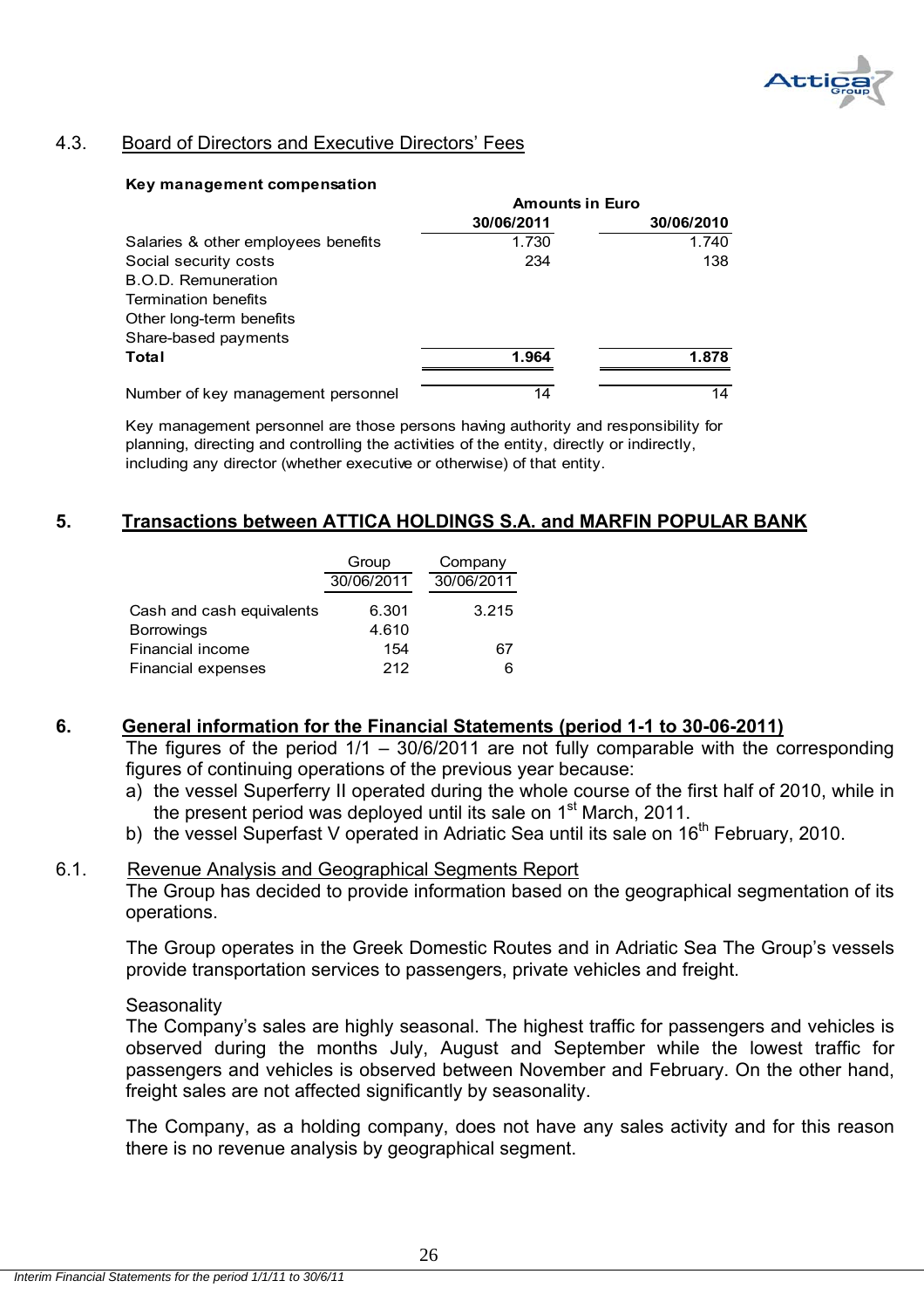## 4.3. Board of Directors and Executive Directors' Fees

**Key management compensation**

| | Amounts in Euro | |
|---|---|---|
| | 30/06/2011 | 30/06/2010 |
| Salaries & other employees benefits | 1.730 | 1.740 |
| Social security costs | 234 | 138 |
| B.O.D. Remuneration | | |
| Termination benefits | | |
| Other long-term benefits | | |
| Share-based payments | | |
| **Total** | **1.964** | **1.878** |
| Number of key management personnel | 14 | 14 |

Key management personnel are those persons having authority and responsibility for planning, directing and controlling the activities of the entity, directly or indirectly, including any director (whether executive or otherwise) of that entity.

# 5. Transactions between ATTICA HOLDINGS S.A. and MARFIN POPULAR BANK

| | Group | Company |
|---|---|---|
| | 30/06/2011 | 30/06/2011 |
| Cash and cash equivalents | 6.301 | 3.215 |
| Borrowings | 4.610 | |
| Financial income | 154 | 67 |
| Financial expenses | 212 | 6 |

# 6. General information for the Financial Statements (period 1-1 to 30-06-2011)

The figures of the period 1/1 – 30/6/2011 are not fully comparable with the corresponding figures of continuing operations of the previous year because:

a) the vessel Superferry II operated during the whole course of the first half of 2010, while in the present period was deployed until its sale on 1st March, 2011.

b) the vessel Superfast V operated in Adriatic Sea until its sale on 16th February, 2010.

## 6.1. Revenue Analysis and Geographical Segments Report

The Group has decided to provide information based on the geographical segmentation of its operations.

The Group operates in the Greek Domestic Routes and in Adriatic Sea The Group's vessels provide transportation services to passengers, private vehicles and freight.

Seasonality

The Company's sales are highly seasonal. The highest traffic for passengers and vehicles is observed during the months July, August and September while the lowest traffic for passengers and vehicles is observed between November and February. On the other hand, freight sales are not affected significantly by seasonality.

The Company, as a holding company, does not have any sales activity and for this reason there is no revenue analysis by geographical segment.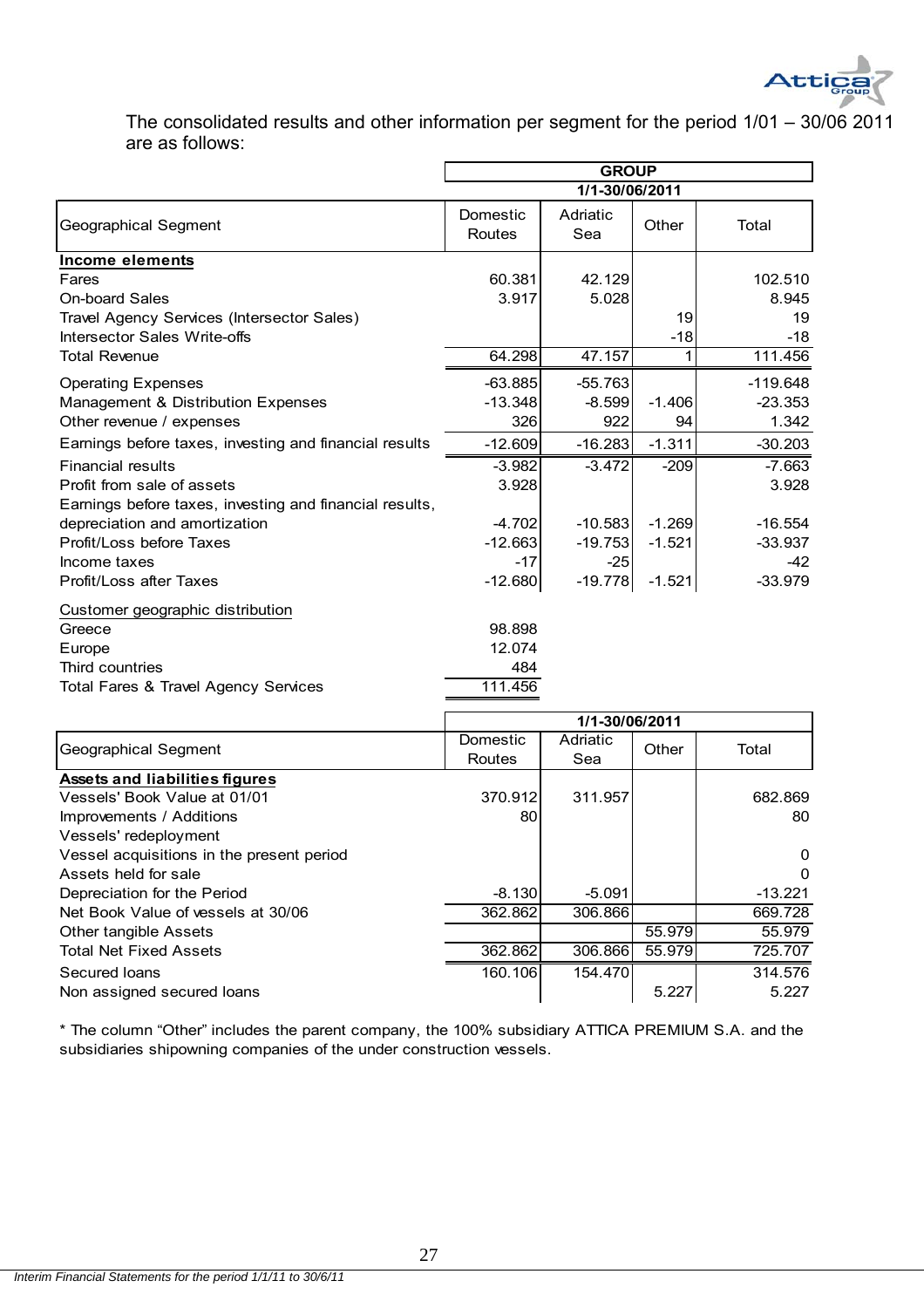The consolidated results and other information per segment for the period 1/01 – 30/06 2011 are as follows:

| | GROUP | | | |
|---|---|---|---|---|
| | 1/1-30/06/2011 | | | |
| Geographical Segment | Domestic Routes | Adriatic Sea | Other | Total |
| **Income elements** | | | | |
| Fares | 60.381 | 42.129 | | 102.510 |
| On-board Sales | 3.917 | 5.028 | | 8.945 |
| Travel Agency Services (Intersector Sales) | | | 19 | 19 |
| Intersector Sales Write-offs | | | -18 | -18 |
| Total Revenue | 64.298 | 47.157 | 1 | 111.456 |
| Operating Expenses | -63.885 | -55.763 | | -119.648 |
| Management & Distribution Expenses | -13.348 | -8.599 | -1.406 | -23.353 |
| Other revenue / expenses | 326 | 922 | 94 | 1.342 |
| Earnings before taxes, investing and financial results | -12.609 | -16.283 | -1.311 | -30.203 |
| Financial results | -3.982 | -3.472 | -209 | -7.663 |
| Profit from sale of assets | 3.928 | | | 3.928 |
| Earnings before taxes, investing and financial results, depreciation and amortization | -4.702 | -10.583 | -1.269 | -16.554 |
| Profit/Loss before Taxes | -12.663 | -19.753 | -1.521 | -33.937 |
| Income taxes | -17 | -25 | | -42 |
| Profit/Loss after Taxes | -12.680 | -19.778 | -1.521 | -33.979 |
| Customer geographic distribution | | | | |
| Greece | 98.898 | | | |
| Europe | 12.074 | | | |
| Third countries | 484 | | | |
| Total Fares & Travel Agency Services | 111.456 | | | |

| | 1/1-30/06/2011 | | | |
|---|---|---|---|---|
| Geographical Segment | Domestic Routes | Adriatic Sea | Other | Total |
| **Assets and liabilities figures** | | | | |
| Vessels' Book Value at 01/01 | 370.912 | 311.957 | | 682.869 |
| Improvements / Additions | 80 | | | 80 |
| Vessels' redeployment | | | | |
| Vessel acquisitions in the present period | | | | 0 |
| Assets held for sale | | | | 0 |
| Depreciation for the Period | -8.130 | -5.091 | | -13.221 |
| Net Book Value of vessels at 30/06 | 362.862 | 306.866 | | 669.728 |
| Other tangible Assets | | | 55.979 | 55.979 |
| Total Net Fixed Assets | 362.862 | 306.866 | 55.979 | 725.707 |
| Secured loans | 160.106 | 154.470 | | 314.576 |
| Non assigned secured loans | | | 5.227 | 5.227 |

* The column "Other" includes the parent company, the 100% subsidiary ATTICA PREMIUM S.A. and the subsidiaries shipowning companies of the under construction vessels.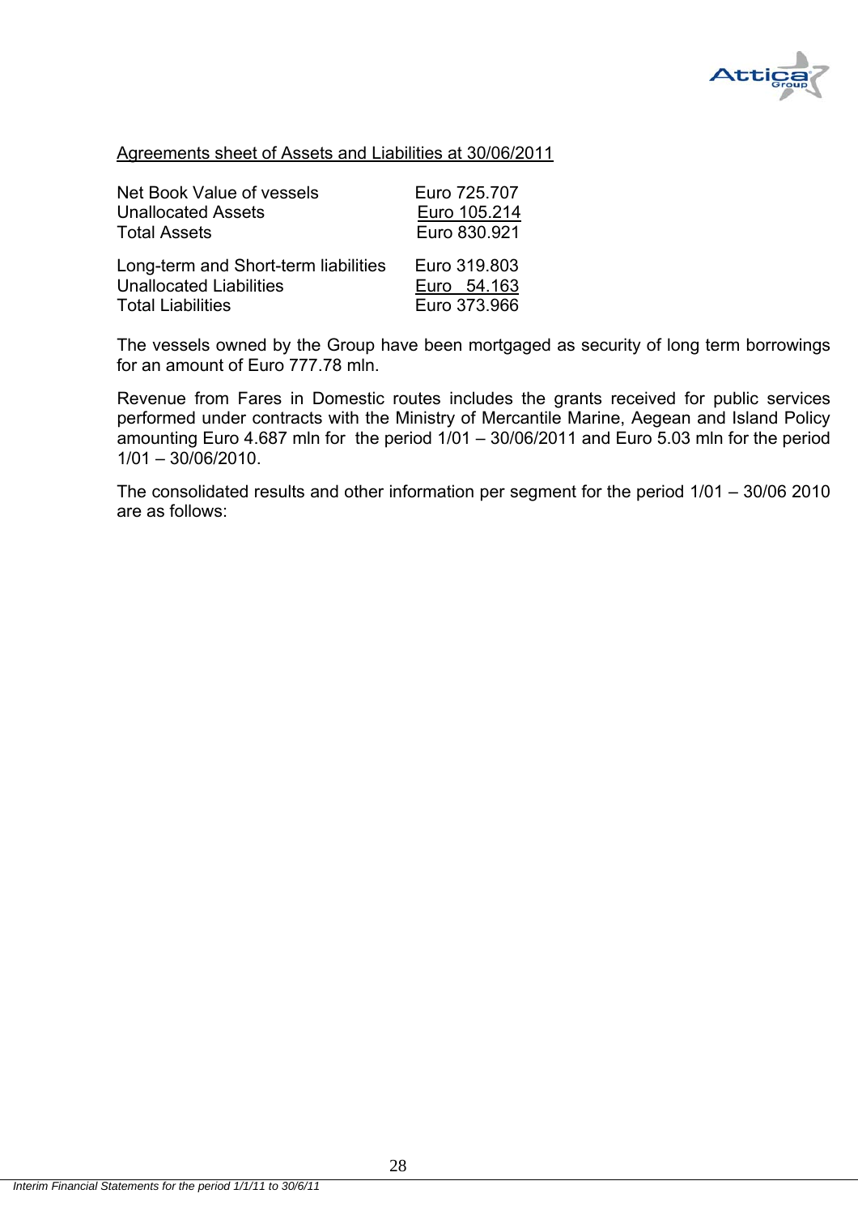Agreements sheet of Assets and Liabilities at 30/06/2011

| | |
|---|---|
| Net Book Value of vessels | Euro 725.707 |
| Unallocated Assets | Euro 105.214 |
| Total Assets | Euro 830.921 |
| | |
| Long-term and Short-term liabilities | Euro 319.803 |
| Unallocated Liabilities | Euro 54.163 |
| Total Liabilities | Euro 373.966 |

The vessels owned by the Group have been mortgaged as security of long term borrowings for an amount of Euro 777.78 mln.

Revenue from Fares in Domestic routes includes the grants received for public services performed under contracts with the Ministry of Mercantile Marine, Aegean and Island Policy amounting Euro 4.687 mln for the period 1/01 – 30/06/2011 and Euro 5.03 mln for the period 1/01 – 30/06/2010.

The consolidated results and other information per segment for the period 1/01 – 30/06 2010 are as follows: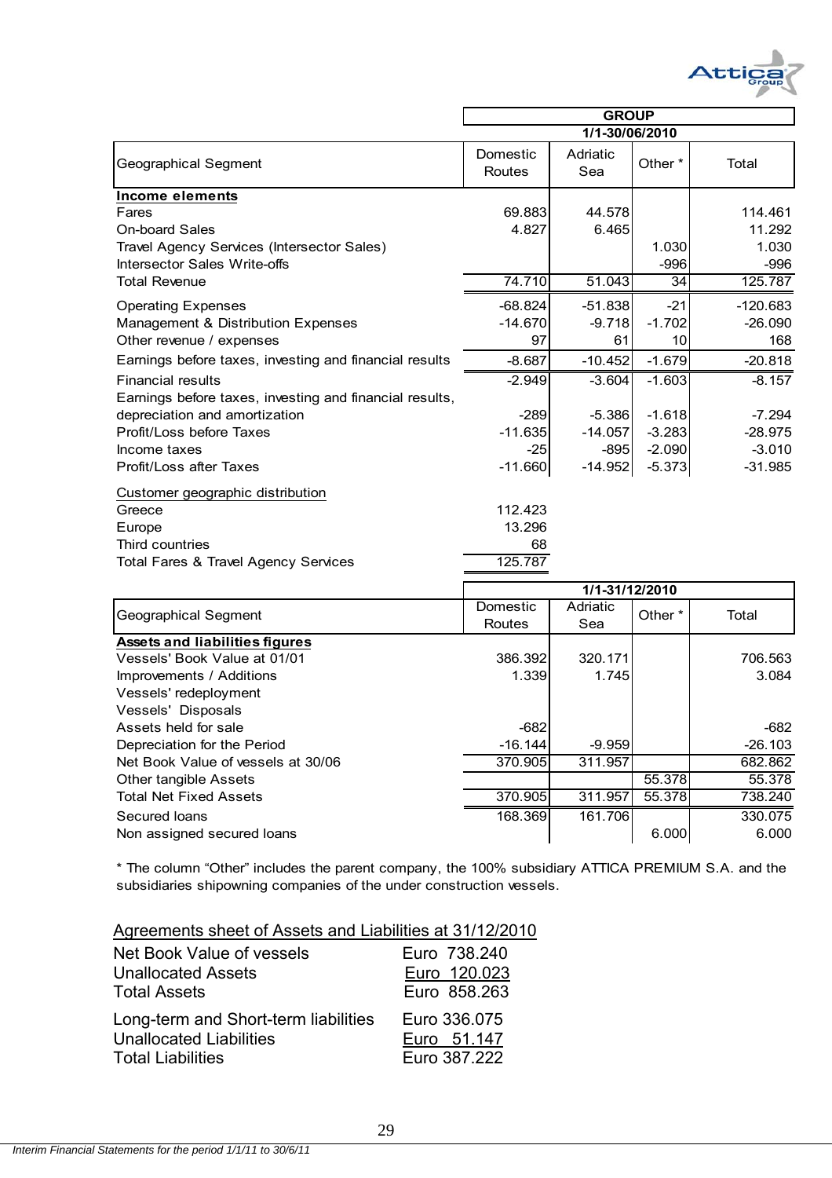| Geographical Segment | GROUP 1/1-30/06/2010 | | | |
|---|---|---|---|---|
| | Domestic Routes | Adriatic Sea | Other * | Total |
| **Income elements** | | | | |
| Fares | 69.883 | 44.578 | | 114.461 |
| On-board Sales | 4.827 | 6.465 | | 11.292 |
| Travel Agency Services (Intersector Sales) | | | 1.030 | 1.030 |
| Intersector Sales Write-offs | | | -996 | -996 |
| Total Revenue | 74.710 | 51.043 | 34 | 125.787 |
| Operating Expenses | -68.824 | -51.838 | -21 | -120.683 |
| Management & Distribution Expenses | -14.670 | -9.718 | -1.702 | -26.090 |
| Other revenue / expenses | 97 | 61 | 10 | 168 |
| Earnings before taxes, investing and financial results | -8.687 | -10.452 | -1.679 | -20.818 |
| Financial results | -2.949 | -3.604 | -1.603 | -8.157 |
| Earnings before taxes, investing and financial results, depreciation and amortization | -289 | -5.386 | -1.618 | -7.294 |
| Profit/Loss before Taxes | -11.635 | -14.057 | -3.283 | -28.975 |
| Income taxes | -25 | -895 | -2.090 | -3.010 |
| Profit/Loss after Taxes | -11.660 | -14.952 | -5.373 | -31.985 |
| Customer geographic distribution | | | | |
| Greece | 112.423 | | | |
| Europe | 13.296 | | | |
| Third countries | 68 | | | |
| Total Fares & Travel Agency Services | 125.787 | | | |

| Geographical Segment | 1/1-31/12/2010 | | | |
|---|---|---|---|---|
| | Domestic Routes | Adriatic Sea | Other * | Total |
| **Assets and liabilities figures** | | | | |
| Vessels' Book Value at 01/01 | 386.392 | 320.171 | | 706.563 |
| Improvements / Additions | 1.339 | 1.745 | | 3.084 |
| Vessels' redeployment | | | | |
| Vessels' Disposals | | | | |
| Assets held for sale | -682 | | | -682 |
| Depreciation for the Period | -16.144 | -9.959 | | -26.103 |
| Net Book Value of vessels at 30/06 | 370.905 | 311.957 | | 682.862 |
| Other tangible Assets | | | 55.378 | 55.378 |
| Total Net Fixed Assets | 370.905 | 311.957 | 55.378 | 738.240 |
| Secured loans | 168.369 | 161.706 | | 330.075 |
| Non assigned secured loans | | | 6.000 | 6.000 |

* The column "Other" includes the parent company, the 100% subsidiary ATTICA PREMIUM S.A. and the subsidiaries shipowning companies of the under construction vessels.

## Agreements sheet of Assets and Liabilities at 31/12/2010

| | |
|---|---|
| Net Book Value of vessels | Euro 738.240 |
| Unallocated Assets | Euro 120.023 |
| Total Assets | Euro 858.263 |
| Long-term and Short-term liabilities | Euro 336.075 |
| Unallocated Liabilities | Euro 51.147 |
| Total Liabilities | Euro 387.222 |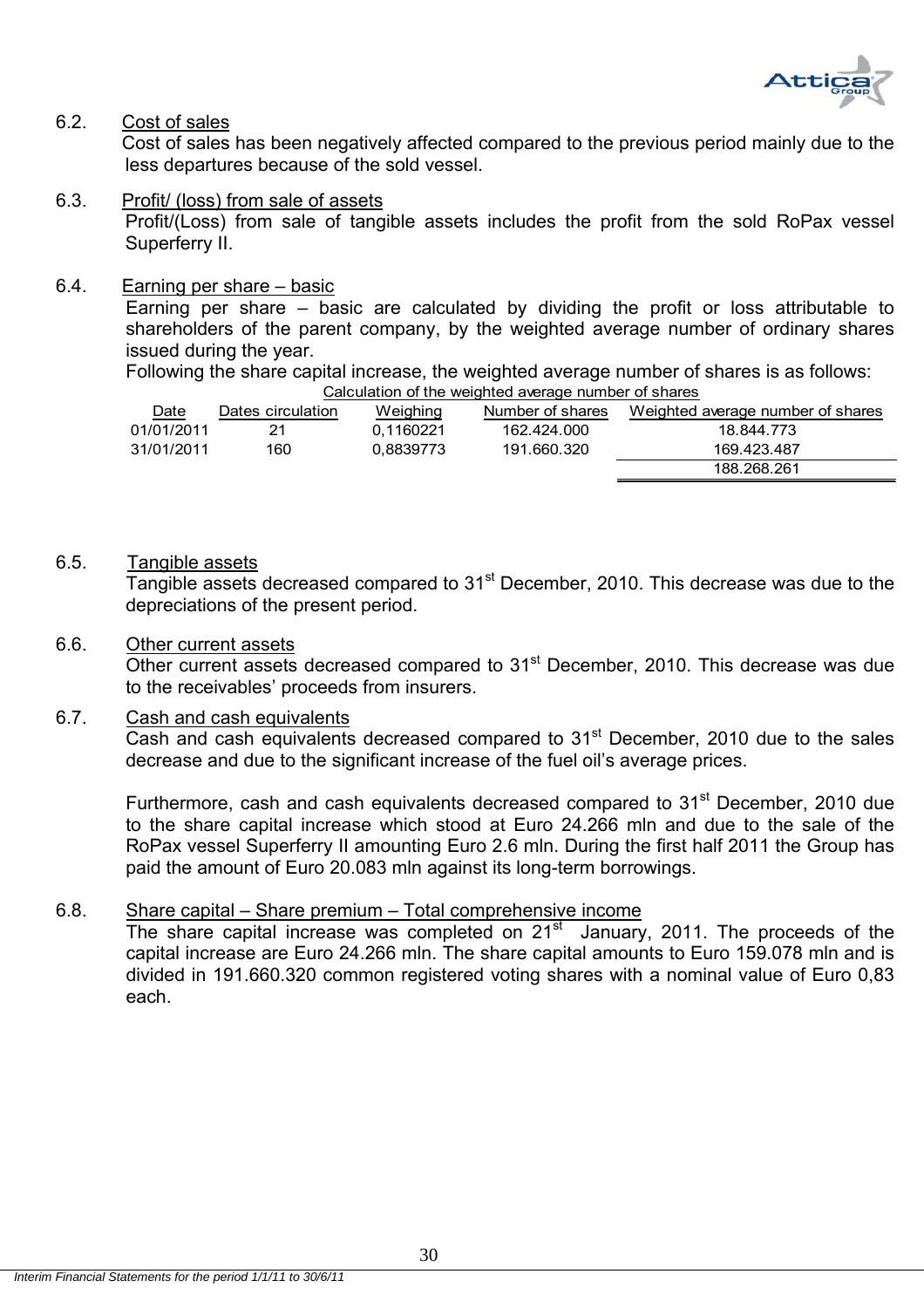6.2. Cost of sales

Cost of sales has been negatively affected compared to the previous period mainly due to the less departures because of the sold vessel.

6.3. Profit/ (loss) from sale of assets

Profit/(Loss) from sale of tangible assets includes the profit from the sold RoPax vessel Superferry II.

6.4. Earning per share – basic

Earning per share – basic are calculated by dividing the profit or loss attributable to shareholders of the parent company, by the weighted average number of ordinary shares issued during the year.

Following the share capital increase, the weighted average number of shares is as follows:

Calculation of the weighted average number of shares

| Date | Dates circulation | Weighing | Number of shares | Weighted average number of shares |
|---|---|---|---|---|
| 01/01/2011 | 21 | 0,1160221 | 162.424.000 | 18.844.773 |
| 31/01/2011 | 160 | 0,8839773 | 191.660.320 | 169.423.487 |
| | | | | 188.268.261 |

6.5. Tangible assets

Tangible assets decreased compared to 31st December, 2010. This decrease was due to the depreciations of the present period.

6.6. Other current assets

Other current assets decreased compared to 31st December, 2010. This decrease was due to the receivables' proceeds from insurers.

6.7. Cash and cash equivalents

Cash and cash equivalents decreased compared to 31st December, 2010 due to the sales decrease and due to the significant increase of the fuel oil's average prices.

Furthermore, cash and cash equivalents decreased compared to 31st December, 2010 due to the share capital increase which stood at Euro 24.266 mln and due to the sale of the RoPax vessel Superferry II amounting Euro 2.6 mln. During the first half 2011 the Group has paid the amount of Euro 20.083 mln against its long-term borrowings.

6.8. Share capital – Share premium – Total comprehensive income

The share capital increase was completed on 21st January, 2011. The proceeds of the capital increase are Euro 24.266 mln. The share capital amounts to Euro 159.078 mln and is divided in 191.660.320 common registered voting shares with a nominal value of Euro 0,83 each.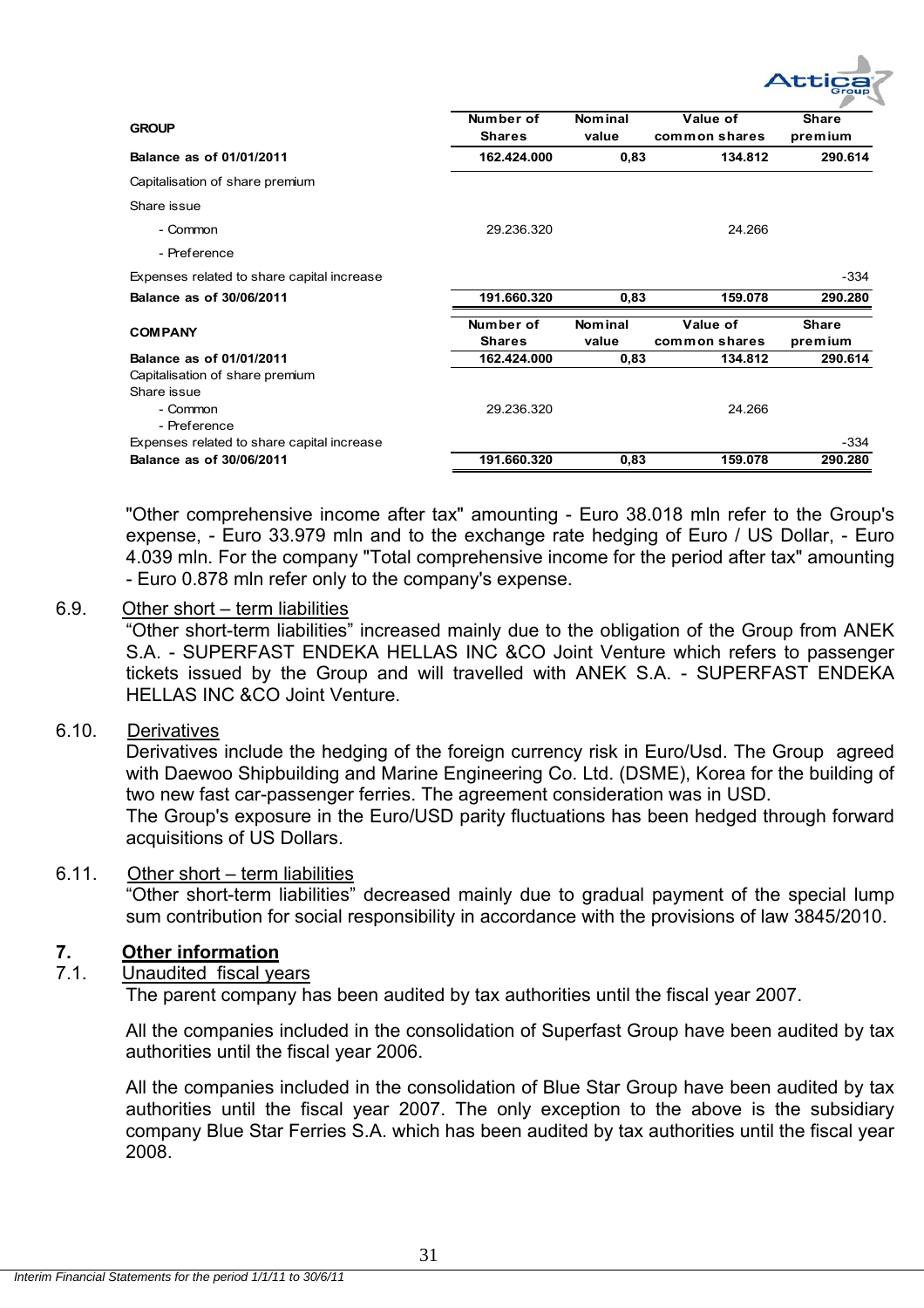| GROUP | Number of Shares | Nominal value | Value of common shares | Share premium |
|---|---|---|---|---|
| **Balance as of 01/01/2011** | **162.424.000** | **0,83** | **134.812** | **290.614** |
| Capitalisation of share premium | | | | |
| Share issue | | | | |
| - Common | 29.236.320 | | 24.266 | |
| - Preference | | | | |
| Expenses related to share capital increase | | | | -334 |
| **Balance as of 30/06/2011** | **191.660.320** | **0,83** | **159.078** | **290.280** |

| COMPANY | Number of Shares | Nominal value | Value of common shares | Share premium |
|---|---|---|---|---|
| **Balance as of 01/01/2011** | **162.424.000** | **0,83** | **134.812** | **290.614** |
| Capitalisation of share premium | | | | |
| Share issue | | | | |
| - Common | 29.236.320 | | 24.266 | |
| - Preference | | | | |
| Expenses related to share capital increase | | | | -334 |
| **Balance as of 30/06/2011** | **191.660.320** | **0,83** | **159.078** | **290.280** |

"Other comprehensive income after tax" amounting - Euro 38.018 mln refer to the Group's expense, - Euro 33.979 mln and to the exchange rate hedging of Euro / US Dollar, - Euro 4.039 mln. For the company "Total comprehensive income for the period after tax" amounting - Euro 0.878 mln refer only to the company's expense.

6.9. Other short – term liabilities

"Other short-term liabilities" increased mainly due to the obligation of the Group from ANEK S.A. - SUPERFAST ENDEKA HELLAS INC &CO Joint Venture which refers to passenger tickets issued by the Group and will travelled with ANEK S.A. - SUPERFAST ENDEKA HELLAS INC &CO Joint Venture.

6.10. Derivatives

Derivatives include the hedging of the foreign currency risk in Euro/Usd. The Group agreed with Daewoo Shipbuilding and Marine Engineering Co. Ltd. (DSME), Korea for the building of two new fast car-passenger ferries. The agreement consideration was in USD.

The Group's exposure in the Euro/USD parity fluctuations has been hedged through forward acquisitions of US Dollars.

6.11. Other short – term liabilities

"Other short-term liabilities" decreased mainly due to gradual payment of the special lump sum contribution for social responsibility in accordance with the provisions of law 3845/2010.

## 7. Other information

### 7.1. Unaudited fiscal years

The parent company has been audited by tax authorities until the fiscal year 2007.

All the companies included in the consolidation of Superfast Group have been audited by tax authorities until the fiscal year 2006.

All the companies included in the consolidation of Blue Star Group have been audited by tax authorities until the fiscal year 2007. The only exception to the above is the subsidiary company Blue Star Ferries S.A. which has been audited by tax authorities until the fiscal year 2008.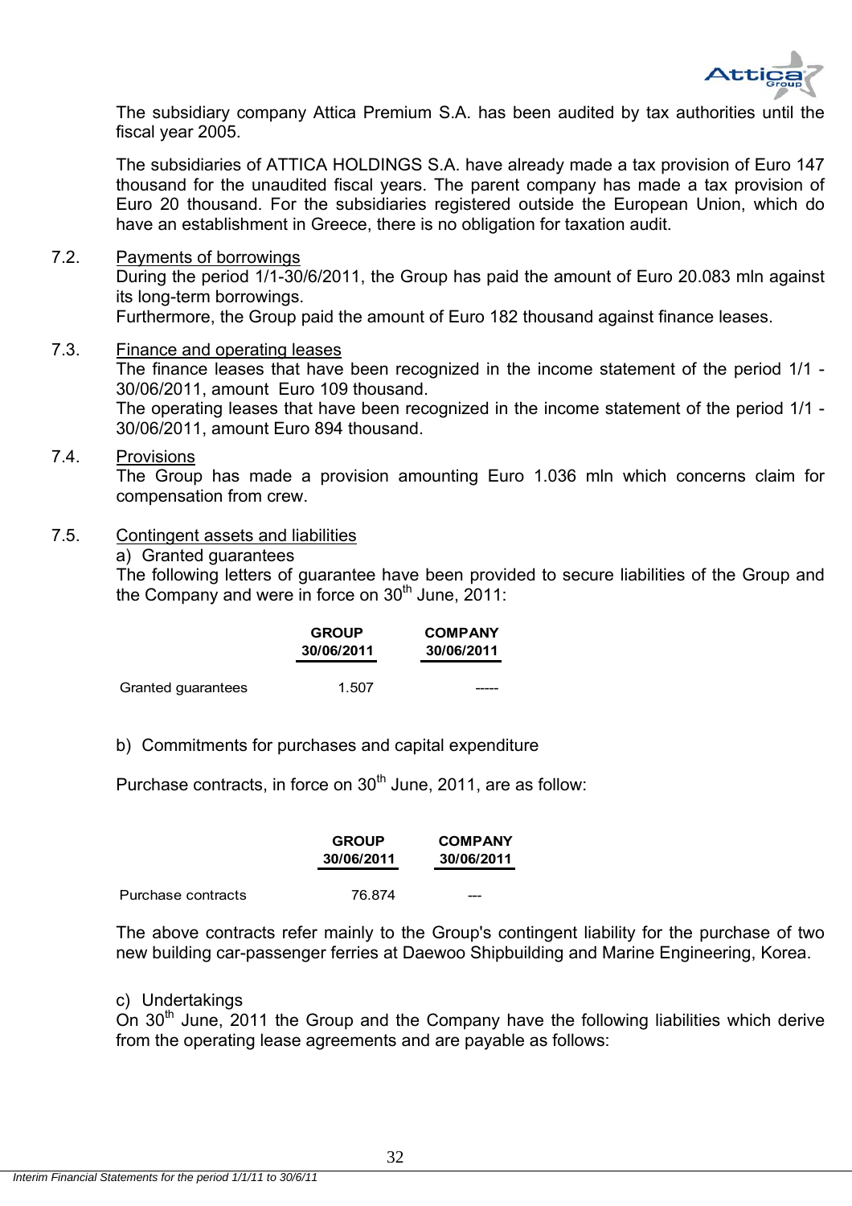The subsidiary company Attica Premium S.A. has been audited by tax authorities until the fiscal year 2005.

The subsidiaries of ATTICA HOLDINGS S.A. have already made a tax provision of Euro 147 thousand for the unaudited fiscal years. The parent company has made a tax provision of Euro 20 thousand. For the subsidiaries registered outside the European Union, which do have an establishment in Greece, there is no obligation for taxation audit.

### 7.2. Payments of borrowings

During the period 1/1-30/6/2011, the Group has paid the amount of Euro 20.083 mln against its long-term borrowings.

Furthermore, the Group paid the amount of Euro 182 thousand against finance leases.

### 7.3. Finance and operating leases

The finance leases that have been recognized in the income statement of the period 1/1 - 30/06/2011, amount Euro 109 thousand.

The operating leases that have been recognized in the income statement of the period 1/1 - 30/06/2011, amount Euro 894 thousand.

### 7.4. Provisions

The Group has made a provision amounting Euro 1.036 mln which concerns claim for compensation from crew.

### 7.5. Contingent assets and liabilities

a) Granted guarantees

The following letters of guarantee have been provided to secure liabilities of the Group and the Company and were in force on 30th June, 2011:

| | GROUP 30/06/2011 | COMPANY 30/06/2011 |
|---|---|---|
| Granted guarantees | 1.507 | ----- |

b) Commitments for purchases and capital expenditure

Purchase contracts, in force on 30th June, 2011, are as follow:

| | GROUP 30/06/2011 | COMPANY 30/06/2011 |
|---|---|---|
| Purchase contracts | 76.874 | --- |

The above contracts refer mainly to the Group's contingent liability for the purchase of two new building car-passenger ferries at Daewoo Shipbuilding and Marine Engineering, Korea.

c) Undertakings

On 30th June, 2011 the Group and the Company have the following liabilities which derive from the operating lease agreements and are payable as follows: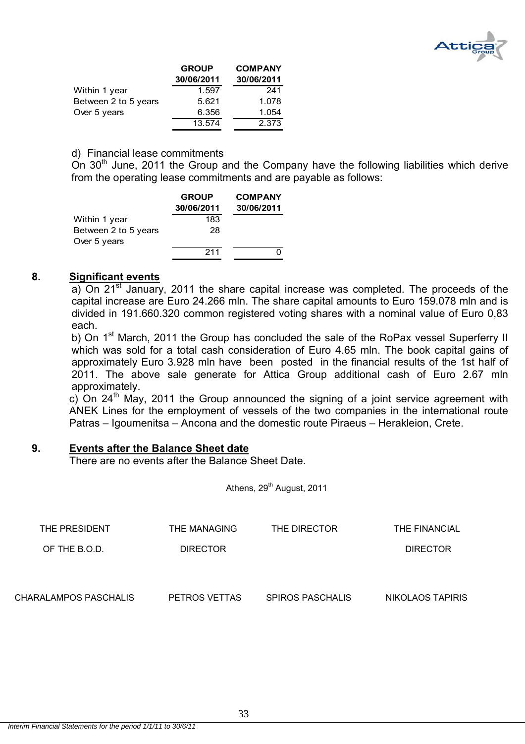| | GROUP 30/06/2011 | COMPANY 30/06/2011 |
|---|---|---|
| Within 1 year | 1.597 | 241 |
| Between 2 to 5 years | 5.621 | 1.078 |
| Over 5 years | 6.356 | 1.054 |
| | 13.574 | 2.373 |

d) Financial lease commitments

On 30th June, 2011 the Group and the Company have the following liabilities which derive from the operating lease commitments and are payable as follows:

| | GROUP 30/06/2011 | COMPANY 30/06/2011 |
|---|---|---|
| Within 1 year | 183 | |
| Between 2 to 5 years | 28 | |
| Over 5 years | | |
| | 211 | 0 |

## 8. Significant events

a) On 21st January, 2011 the share capital increase was completed. The proceeds of the capital increase are Euro 24.266 mln. The share capital amounts to Euro 159.078 mln and is divided in 191.660.320 common registered voting shares with a nominal value of Euro 0,83 each.

b) On 1st March, 2011 the Group has concluded the sale of the RoPax vessel Superferry II which was sold for a total cash consideration of Euro 4.65 mln. The book capital gains of approximately Euro 3.928 mln have been posted in the financial results of the 1st half of 2011. The above sale generate for Attica Group additional cash of Euro 2.67 mln approximately.

c) On 24th May, 2011 the Group announced the signing of a joint service agreement with ANEK Lines for the employment of vessels of the two companies in the international route Patras – Igoumenitsa – Ancona and the domestic route Piraeus – Herakleion, Crete.

## 9. Events after the Balance Sheet date

There are no events after the Balance Sheet Date.

Athens, 29th August, 2011

| THE PRESIDENT OF THE B.O.D. | THE MANAGING DIRECTOR | THE DIRECTOR | THE FINANCIAL DIRECTOR |
|---|---|---|---|
| CHARALAMPOS PASCHALIS | PETROS VETTAS | SPIROS PASCHALIS | NIKOLAOS TAPIRIS |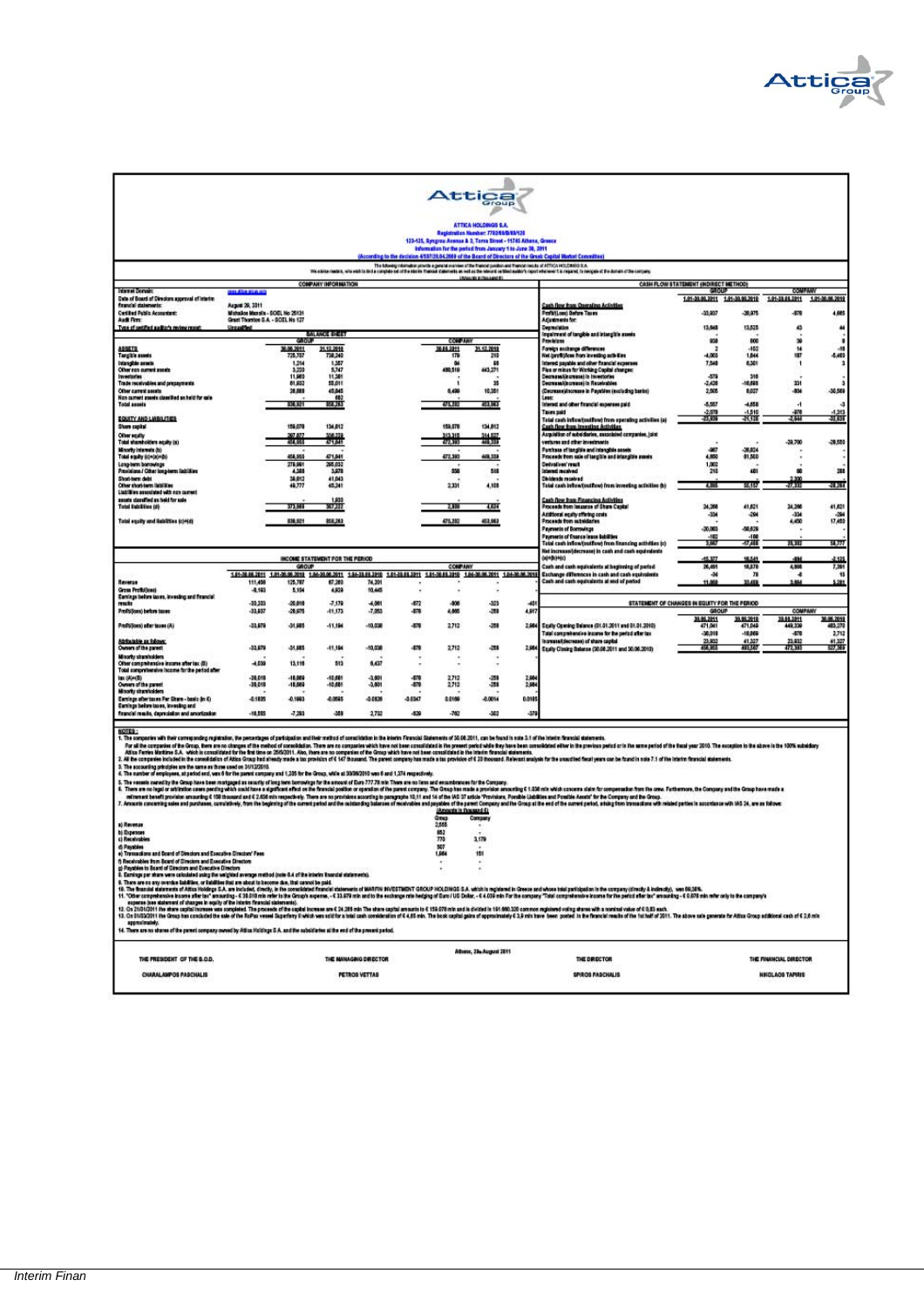# ATTICA HOLDINGS S.A.

**Registration Number: 7702/06/B/86/128**
**123-125, Syngrou Avenue & 3, Torva Street - 11745 Athens, Greece**
**Information for the period from January 1 to June 30, 2011**
**(According to the decision 4/507/28.04.2009 of the Board of Directors of the Greek Capital Market Committee)**

The following information provide a general overview of the financial position and financial results of ATTICA HOLDINGS S.A. We advise readers, who wish to find a complete set of the interim financial statements as well as the relevant certified auditor's report whenever it is required, to navigate at the domain of the company.

(Amounts in thousand €)

## COMPANY INFORMATION

| | |
|---|---|
| Internet Domain: | www.attica-group.com |
| Date of Board of Directors approval of interim financial statements: | August 29, 2011 |
| Certified Public Accountant: | Michalios Manolis - SOEL No 25131 |
| Audit Firm: | Grant Thornton S.A. - SOEL No 127 |
| Type of certified auditor's review report: | Unqualified |

## BALANCE SHEET

| | GROUP | | COMPANY | |
|---|---|---|---|---|
| **ASSETS** | 30.06.2011 | 31.12.2010 | 30.06.2011 | 31.12.2010 |
| Tangible assets | 725,707 | 738,240 | 179 | 210 |
| Intangible assets | 1,214 | 1,357 | 84 | 88 |
| Other non current assets | 3,220 | 5,747 | 466,519 | 443,271 |
| Inventories | 11,960 | 11,381 | - | - |
| Trade receivables and prepayments | 61,932 | 55,011 | 1 | 35 |
| Other current assets | 26,688 | 45,845 | 8,499 | 10,381 |
| Non current assets classified as held for sale | - | 663 | | |
| **Total assets** | **830,821** | **858,263** | **475,282** | **453,983** |
| **EQUITY AND LIABILITIES** | | | | |
| Share capital | 159,079 | 134,012 | 159,079 | 134,012 |
| Other equity | 297,877 | 336,229 | 313,315 | 314,327 |
| Total shareholders equity (a) | 456,955 | 471,041 | 472,393 | 449,339 |
| Minority interests (b) | - | - | | |
| Total equity (c)=(a)+(b) | 456,955 | 471,041 | 472,393 | 449,339 |
| Long-term borrowings | 278,981 | 295,032 | | |
| Provisions / Other long-term liabilities | 4,388 | 3,678 | 558 | 508 |
| Short-term debt | 38,812 | 41,043 | | |
| Other short-term liabilities | 49,777 | 45,241 | 2,331 | 4,136 |
| Liabilities associated with non current assets classified as held for sale | - | 1,920 | | |
| Total liabilities (d) | 373,866 | 387,222 | 2,889 | 4,644 |
| Total equity and liabilities (c)+(d) | 830,821 | 858,263 | 475,282 | 453,983 |

## INCOME STATEMENT FOR THE PERIOD

| | GROUP | | | | COMPANY | | | |
|---|---|---|---|---|---|---|---|---|
| | 1.01-30.06.2011 | 1.01-30.06.2010 | 1.04-30.06.2011 | 1.04-30.06.2010 | 1.01-30.06.2011 | 1.01-30.06.2010 | 1.04-30.06.2011 | 1.04-30.06.2010 |
| Revenue | 111,456 | 125,787 | 67,269 | 74,201 | - | - | - | - |
| Gross Profit/(loss) | -8,193 | 5,104 | 4,829 | 10,445 | - | - | - | - |
| Earnings before taxes, investing and financial results | -33,203 | -26,019 | -7,179 | -4,961 | -872 | -906 | -323 | -401 |
| Profit/(loss) before taxes | -33,937 | -28,975 | -11,173 | -7,053 | -878 | 4,665 | -288 | 4,917 |
| Profit/(loss) after taxes (A) | -33,979 | -31,985 | -11,194 | -10,038 | -878 | 2,712 | -288 | 2,984 |
| Attributable as follows: | | | | | | | | |
| Owners of the parent | -33,979 | -31,985 | -11,194 | -10,038 | -878 | 2,712 | -288 | 2,984 |
| Minority shareholders | - | - | - | - | | | | |
| Other comprehensive income after tax (B) | -4,039 | 13,116 | 513 | 6,437 | - | - | - | - |
| Total comprehensive income for the period after tax (A)+(B) | -38,018 | -18,869 | -10,681 | -3,601 | -878 | 2,712 | -288 | 2,984 |
| Owners of the parent | -38,018 | -18,869 | -10,681 | -3,601 | -878 | 2,712 | -288 | 2,984 |
| Minority shareholders | - | - | - | - | | | | |
| Earnings after taxes Per Share - basic (in €) | -0.1825 | -0.1993 | -0.0595 | -0.0626 | -0.0047 | 0.0169 | -0.0014 | 0.0186 |
| Earnings before taxes, investing and financial results, depreciation and amortization | -16,555 | -7,293 | -359 | 2,732 | -829 | -762 | -302 | -379 |

## CASH FLOW STATEMENT (INDIRECT METHOD)

| | GROUP | | COMPANY | |
|---|---|---|---|---|
| | 1.01-30.06.2011 | 1.01-30.06.2010 | 1.01-30.06.2011 | 1.01-30.06.2010 |
| **Cash flow from Operating Activities** | | | | |
| Profit/(Loss) Before Taxes | -33,937 | -28,975 | -878 | 4,665 |
| Adjustments for: | | | | |
| Depreciation | 13,648 | 13,525 | 43 | 44 |
| Impairment of tangible and intangible assets | - | - | - | - |
| Provisions | 938 | 600 | 39 | 8 |
| Foreign exchange differences | 2 | -102 | 14 | -16 |
| Net (profit)/Loss from investing activities | -4,003 | 1,844 | 107 | -5,403 |
| Interest payable and other financial expenses | 7,340 | 6,301 | 1 | 3 |
| Plus or minus for Working Capital changes: | | | | |
| Decrease/(increase) in Inventories | -579 | 316 | - | - |
| Decrease/(increase) in Receivables | -2,426 | -18,698 | 331 | 3 |
| (Decrease)/increase in Payables (excluding banks) | 2,505 | 8,027 | -934 | -30,509 |
| Less: | | | | |
| Interest and other financial expenses paid | -5,557 | -4,658 | -1 | -3 |
| Taxes paid | -2,079 | -1,510 | -876 | -1,313 |
| Total cash inflow/(outflow) from operating activities (a) | -23,330 | -21,128 | -2,044 | -32,838 |
| **Cash flow from Investing Activities** | | | | |
| Acquisition of subsidiaries, associated companies, joint ventures and other investments | - | - | -29,700 | -28,550 |
| Purchase of tangible and intangible assets | -987 | -36,934 | - | - |
| Proceeds from sale of tangible and intangible assets | 4,650 | 81,500 | - | - |
| Derivatives' result | 1,002 | - | - | - |
| Interest received | 210 | 481 | 60 | 288 |
| Dividends received | - | - | 2,300 | - |
| Total cash inflow/(outflow) from investing activities (b) | 4,885 | 55,157 | -27,332 | -28,262 |
| **Cash flow from Financing Activities** | | | | |
| Proceeds from Issuance of Share Capital | 24,266 | 41,621 | 24,266 | 41,621 |
| Additional equity offering costs | -334 | -294 | -334 | -294 |
| Proceeds from subsidiaries | - | - | 4,450 | 17,450 |
| Payments of Borrowings | -20,083 | -58,629 | - | - |
| Payments of finance lease liabilities | -182 | -186 | - | - |
| Total cash inflow/(outflow) from financing activities (c) | 3,667 | -17,488 | 28,382 | 58,777 |
| Net increase/(decrease) in cash and cash equivalents (a)+(b)+(c) | -15,377 | 16,541 | -994 | -2,123 |
| Cash and cash equivalents at beginning of period | 26,461 | 16,070 | 4,966 | 7,391 |
| Exchange differences in cash and cash equivalents | -34 | 78 | -8 | 15 |
| Cash and cash equivalents at end of period | 11,050 | 32,689 | 3,964 | 5,284 |

## STATEMENT OF CHANGES IN EQUITY FOR THE PERIOD

| | GROUP | | COMPANY | |
|---|---|---|---|---|
| | 30.06.2011 | 30.06.2010 | 30.06.2011 | 30.06.2010 |
| Equity Opening Balance (01.01.2011 and 01.01.2010) | 471,041 | 471,048 | 449,339 | 483,270 |
| Total comprehensive income for the period after tax | -38,018 | -18,869 | -878 | 2,712 |
| Increase/(decrease) of share capital | 23,932 | 41,327 | 23,932 | 41,327 |
| Equity Closing Balance (30.06.2011 and 30.06.2010) | 456,955 | 493,507 | 472,393 | 527,309 |

## NOTES:

1. The companies with their corresponding registration, the percentages of participation and their method of consolidation in the Interim Financial Statements of 30.06.2011, can be found in note 3.1 of the interim financial statements. For all the companies of the Group, there are no changes of the method of consolidation. There are no companies which have not been consolidated in the present period while they have been consolidated either in the previous period or in the same period of the fiscal year 2010. The exception to the above is the 100% subsidiary Attica Ferries Maritime S.A. which is consolidated for the first time on 25/5/2011. Also, there are no companies of the Group which have not been consolidated in the interim financial statements.
2. All the companies included in the consolidation of Attica Group had already made a tax provision of € 147 thousand. The parent company has made a tax provision of € 20 thousand. Relevant analysis for the unaudited fiscal years can be found in note 7.1 of the interim financial statements.
3. The accounting principles are the same as those used on 31/12/2010.
4. The number of employees, at period end, was 8 for the parent company and 1,325 for the Group, while at 30/06/2010 was 8 and 1,374 respectively.
5. The vessels owned by the Group have been mortgaged as security of long term borrowings for the amount of Euro 777.78 mln There are no liens and encumbrances for the Company.
6. There are no legal or arbitration cases pending which could have a significant effect on the financial position or operation of the parent company. The Group has made a provision amounting € 1.036 mln which concerns claim for compensation from the crew. Furthermore, the Company and the Group have made a retirement benefit provision amounting € 158 thousand and € 2.838 mln respectively. There are no provisions according to paragraphs 10,11 and 14 of the IAS 37 article "Provisions, Possible Liabilities and Possible Assets" for the Company and the Group.
7. Amounts concerning sales and purchases, cumulatively, from the beginning of the current period and the outstanding balances of receivables and payables of the parent Company and the Group at the end of the current period, arising from transactions with related parties in accordance with IAS 24, are as follows:

(Amounts in thousand €)

| | Group | Company |
|---|---|---|
| a) Revenue | 2,555 | - |
| b) Expenses | 652 | - |
| c) Receivables | 770 | 3,179 |
| d) Payables | 507 | - |
| e) Transactions and Board of Directors and Executive Directors' Fees | 1,984 | 151 |
| f) Receivables from Board of Directors and Executive Directors | - | - |
| g) Payables to Board of Directors and Executive Directors | - | - |

8. Earnings per share were calculated using the weighted average method (note 8.4 of the interim financial statements).
9. There are no any overdue liabilities, or liabilities that are about to become due, that cannot be paid.
10. The financial statements of Attica Holdings S.A. are included, directly, in the consolidated financial statements of MARFIN INVESTMENT GROUP HOLDINGS S.A. which is registered in Greece and whose total participation in the company (directly & indirectly), was 89.38%.
11. "Other comprehensive income after tax" amounting - € 38.018 mln refer to the Group's expenses, - € 33.979 mln and to the exchange rate hedging of Euro / US Dollar, - € 4.039 mln For the company "Total comprehensive income for the period after tax" amounting - € 0.878 mln refer only to the company's expenses (see statement of changes in equity of the interim financial statements).
12. On 21/01/2011 the share capital increase was completed. The proceeds of the capital increase are € 24.266 mln The share capital amounts to € 159.079 mln and is divided in 191.660.320 common registered voting shares with a nominal value of € 0.83 each.
13. On 01/03/2011 the Group has concluded the sale of the RoPax vessel Superferry II which was sold for a total cash consideration of € 4.65 mln. The book capital gains of approximately € 3.9 mln have been posted in the financial results of the 1st half of 2011. The above sale generate for Attica Group additional cash of € 2.8 mln approximately.
14. There are no shares of the parent company owned by Attica Holdings S.A. and the subsidiaries at the end of the present period.

Athens, 29th August 2011

| THE PRESIDENT OF THE B.O.D. | THE MANAGING DIRECTOR | THE DIRECTOR | THE FINANCIAL DIRECTOR |
|---|---|---|---|
| CHARALAMPOS PASCHALIS | PETROS VETTAS | SPIROS PASCHALIS | NIKOLAOS TAPIRIS |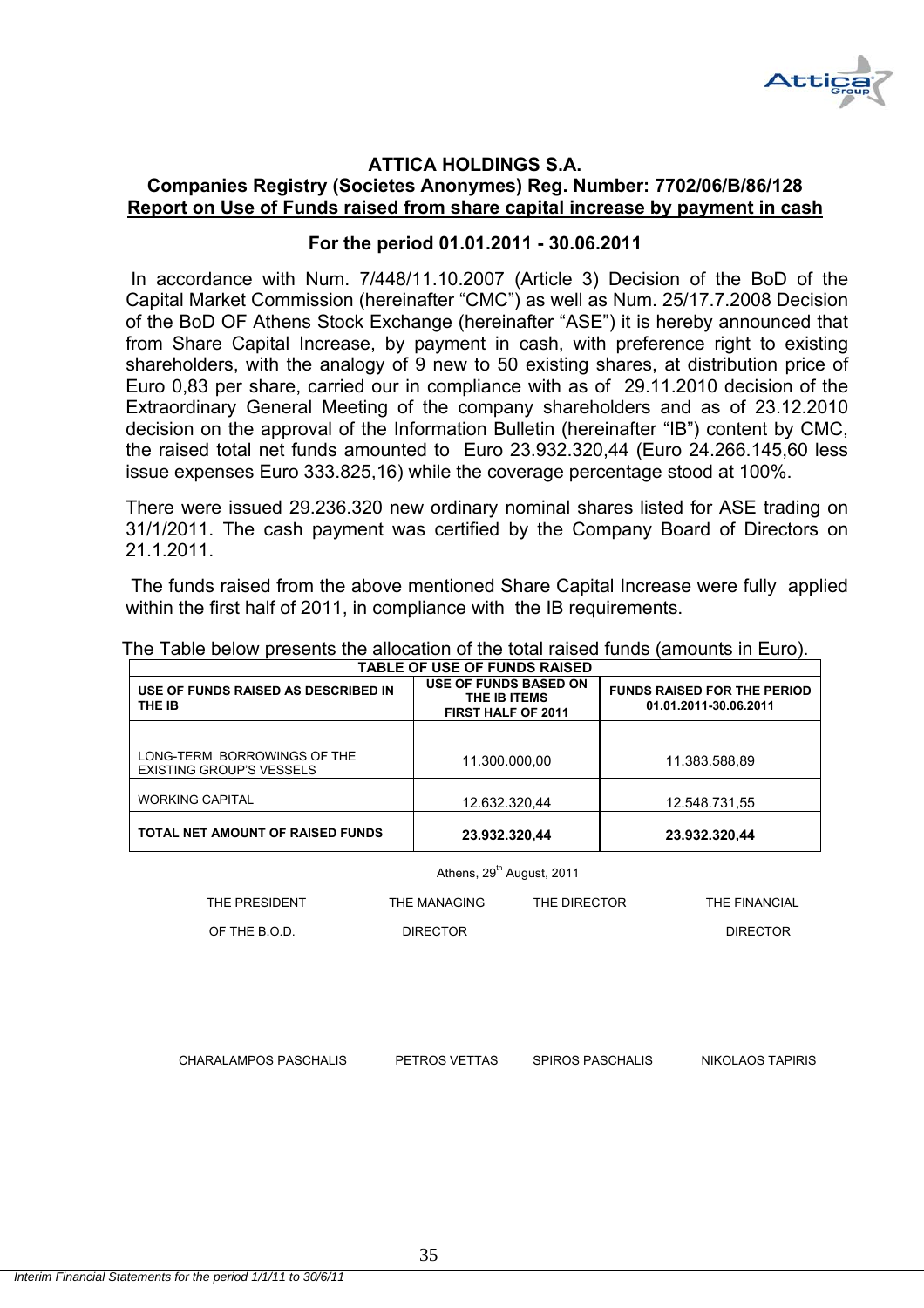# ATTICA HOLDINGS S.A.

## Companies Registry (Societes Anonymes) Reg. Number: 7702/06/B/86/128

## Report on Use of Funds raised from share capital increase by payment in cash

### For the period 01.01.2011 - 30.06.2011

In accordance with Num. 7/448/11.10.2007 (Article 3) Decision of the BoD of the Capital Market Commission (hereinafter "CMC") as well as Num. 25/17.7.2008 Decision of the BoD OF Athens Stock Exchange (hereinafter "ASE") it is hereby announced that from Share Capital Increase, by payment in cash, with preference right to existing shareholders, with the analogy of 9 new to 50 existing shares, at distribution price of Euro 0,83 per share, carried our in compliance with as of 29.11.2010 decision of the Extraordinary General Meeting of the company shareholders and as of 23.12.2010 decision on the approval of the Information Bulletin (hereinafter "IB") content by CMC, the raised total net funds amounted to Euro 23.932.320,44 (Euro 24.266.145,60 less issue expenses Euro 333.825,16) while the coverage percentage stood at 100%.

There were issued 29.236.320 new ordinary nominal shares listed for ASE trading on 31/1/2011. The cash payment was certified by the Company Board of Directors on 21.1.2011.

The funds raised from the above mentioned Share Capital Increase were fully applied within the first half of 2011, in compliance with the IB requirements.

The Table below presents the allocation of the total raised funds (amounts in Euro).

| TABLE OF USE OF FUNDS RAISED | | |
|---|---|---|
| **USE OF FUNDS RAISED AS DESCRIBED IN THE IB** | **USE OF FUNDS BASED ON THE IB ITEMS FIRST HALF OF 2011** | **FUNDS RAISED FOR THE PERIOD 01.01.2011-30.06.2011** |
| LONG-TERM BORROWINGS OF THE EXISTING GROUP'S VESSELS | 11.300.000,00 | 11.383.588,89 |
| WORKING CAPITAL | 12.632.320,44 | 12.548.731,55 |
| **TOTAL NET AMOUNT OF RAISED FUNDS** | **23.932.320,44** | **23.932.320,44** |

Athens, 29th August, 2011

| THE PRESIDENT OF THE B.O.D. | THE MANAGING DIRECTOR | THE DIRECTOR | THE FINANCIAL DIRECTOR |
|---|---|---|---|
| CHARALAMPOS PASCHALIS | PETROS VETTAS | SPIROS PASCHALIS | NIKOLAOS TAPIRIS |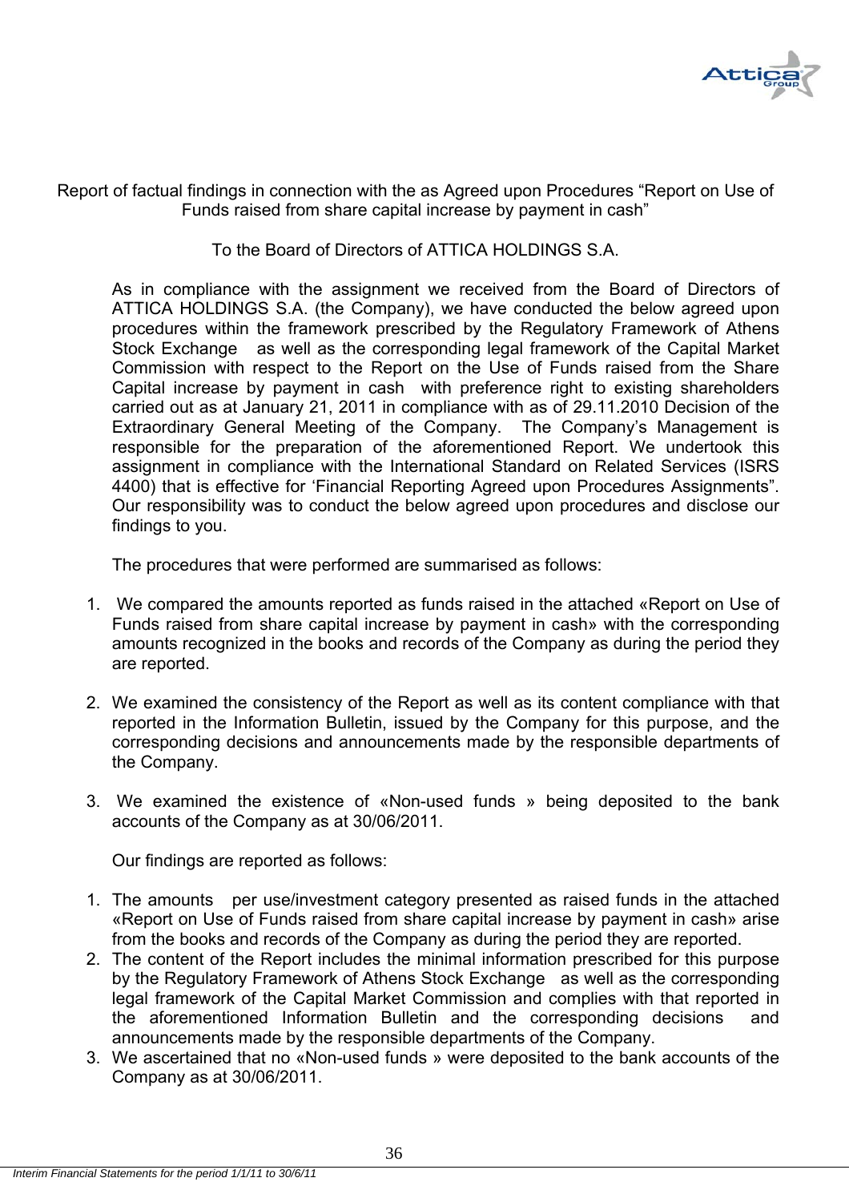Report of factual findings in connection with the as Agreed upon Procedures "Report on Use of Funds raised from share capital increase by payment in cash"

To the Board of Directors of ATTICA HOLDINGS S.A.

As in compliance with the assignment we received from the Board of Directors of ATTICA HOLDINGS S.A. (the Company), we have conducted the below agreed upon procedures within the framework prescribed by the Regulatory Framework of Athens Stock Exchange as well as the corresponding legal framework of the Capital Market Commission with respect to the Report on the Use of Funds raised from the Share Capital increase by payment in cash with preference right to existing shareholders carried out as at January 21, 2011 in compliance with as of 29.11.2010 Decision of the Extraordinary General Meeting of the Company. The Company's Management is responsible for the preparation of the aforementioned Report. We undertook this assignment in compliance with the International Standard on Related Services (ISRS 4400) that is effective for 'Financial Reporting Agreed upon Procedures Assignments". Our responsibility was to conduct the below agreed upon procedures and disclose our findings to you.

The procedures that were performed are summarised as follows:

1. We compared the amounts reported as funds raised in the attached «Report on Use of Funds raised from share capital increase by payment in cash» with the corresponding amounts recognized in the books and records of the Company as during the period they are reported.

2. We examined the consistency of the Report as well as its content compliance with that reported in the Information Bulletin, issued by the Company for this purpose, and the corresponding decisions and announcements made by the responsible departments of the Company.

3. We examined the existence of «Non-used funds » being deposited to the bank accounts of the Company as at 30/06/2011.

Our findings are reported as follows:

1. The amounts per use/investment category presented as raised funds in the attached «Report on Use of Funds raised from share capital increase by payment in cash» arise from the books and records of the Company as during the period they are reported.
2. The content of the Report includes the minimal information prescribed for this purpose by the Regulatory Framework of Athens Stock Exchange as well as the corresponding legal framework of the Capital Market Commission and complies with that reported in the aforementioned Information Bulletin and the corresponding decisions and announcements made by the responsible departments of the Company.
3. We ascertained that no «Non-used funds » were deposited to the bank accounts of the Company as at 30/06/2011.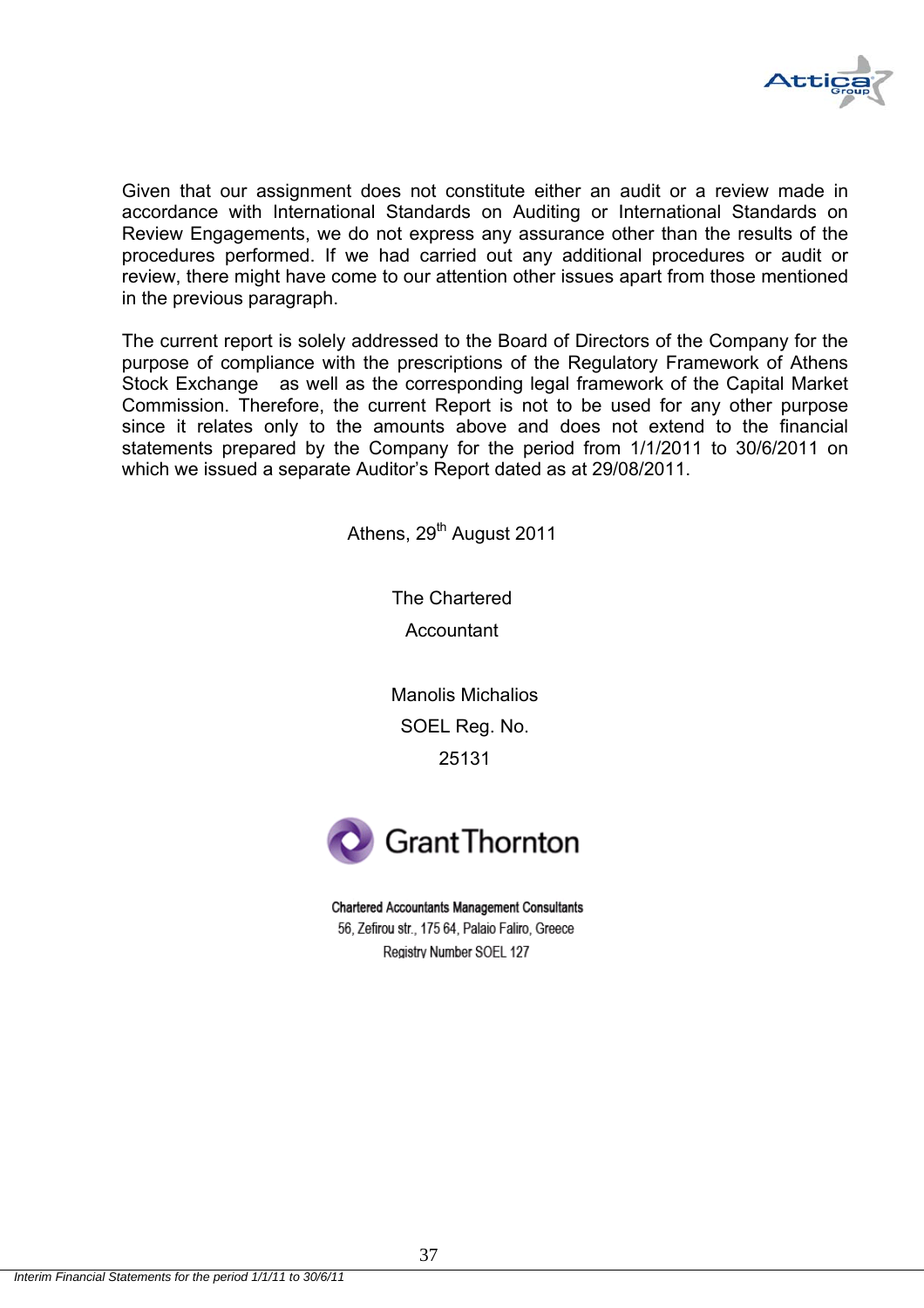Given that our assignment does not constitute either an audit or a review made in accordance with International Standards on Auditing or International Standards on Review Engagements, we do not express any assurance other than the results of the procedures performed. If we had carried out any additional procedures or audit or review, there might have come to our attention other issues apart from those mentioned in the previous paragraph.

The current report is solely addressed to the Board of Directors of the Company for the purpose of compliance with the prescriptions of the Regulatory Framework of Athens Stock Exchange as well as the corresponding legal framework of the Capital Market Commission. Therefore, the current Report is not to be used for any other purpose since it relates only to the amounts above and does not extend to the financial statements prepared by the Company for the period from 1/1/2011 to 30/6/2011 on which we issued a separate Auditor's Report dated as at 29/08/2011.

Athens, 29th August 2011

The Chartered

Accountant

Manolis Michalios

SOEL Reg. No.

25131

Grant Thornton

Chartered Accountants Management Consultants

56, Zefirou str., 175 64, Palaio Faliro, Greece

Registry Number SOEL 127